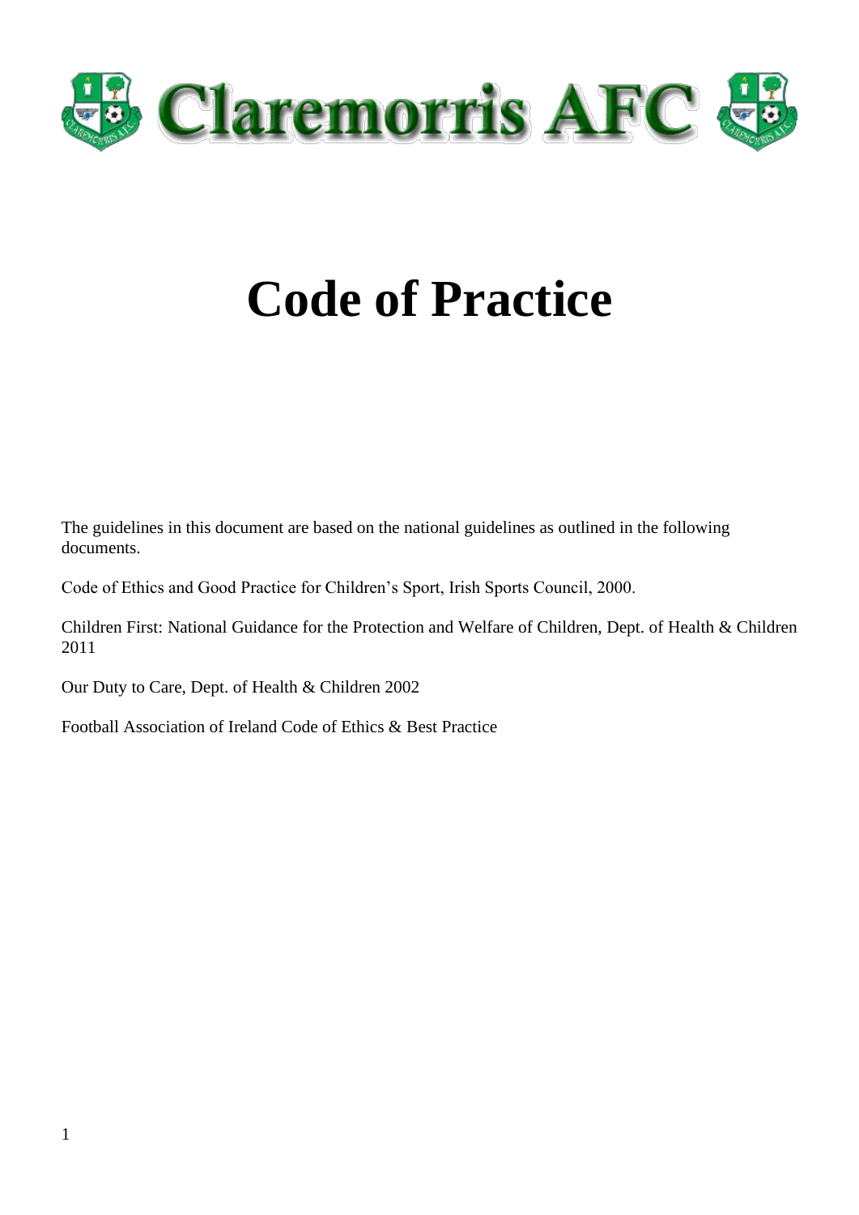# Claremorris AFC

# Code of Practice

The guidelines in this document are based on the national guidelines as outlined in the following documents.

Code of Ethics and Good Practice for Children's Sport, Irish Sports Council, 2000.

Children First: National Guidance for the Protection and Welfare of Children, Dept. of Health & Children 2011

Our Duty to Care, Dept. of Health & Children 2002

Football Association of Ireland Code of Ethics & Best Practice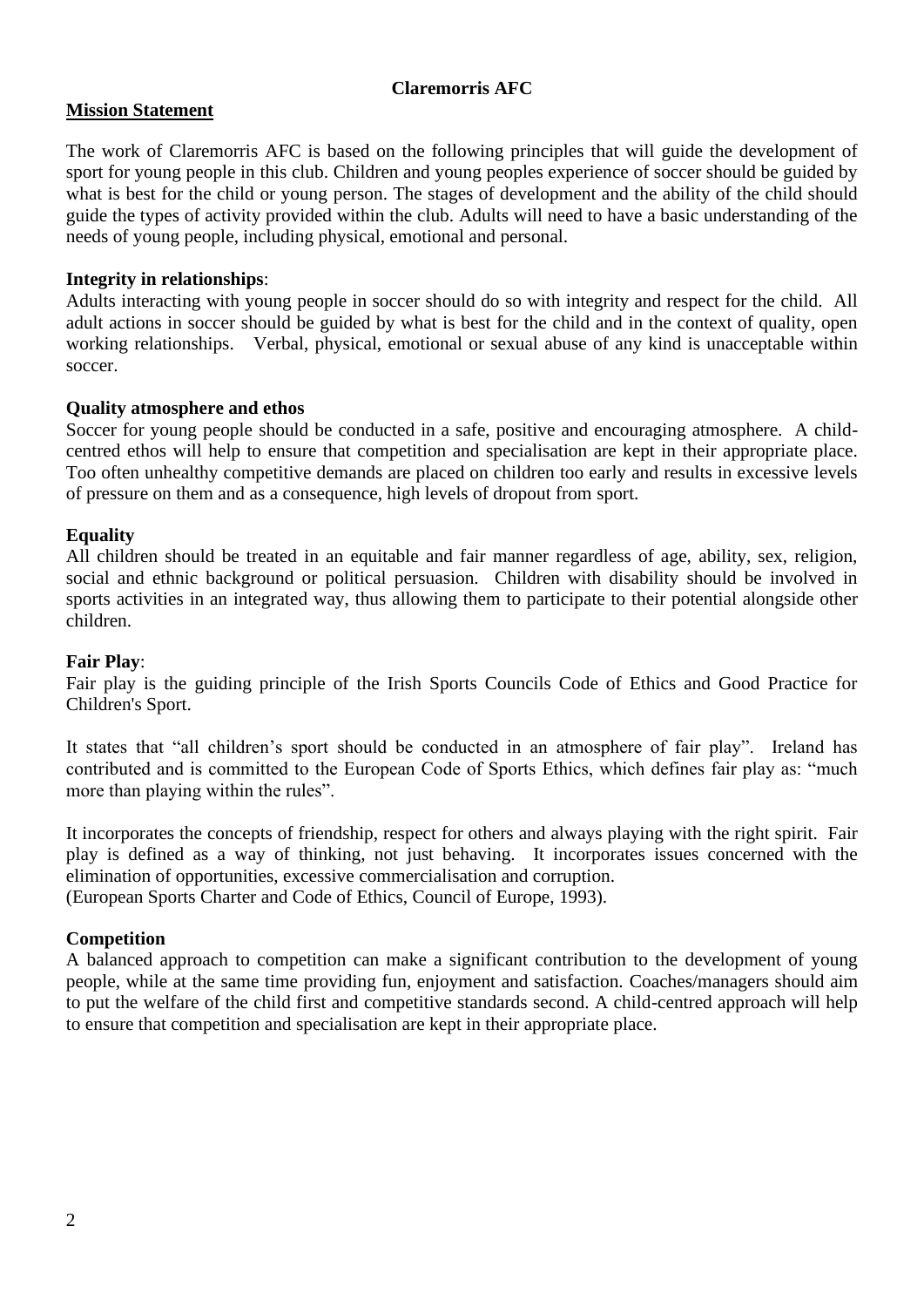**Claremorris AFC**

## Mission Statement

The work of Claremorris AFC is based on the following principles that will guide the development of sport for young people in this club. Children and young peoples experience of soccer should be guided by what is best for the child or young person. The stages of development and the ability of the child should guide the types of activity provided within the club. Adults will need to have a basic understanding of the needs of young people, including physical, emotional and personal.

**Integrity in relationships**:

Adults interacting with young people in soccer should do so with integrity and respect for the child. All adult actions in soccer should be guided by what is best for the child and in the context of quality, open working relationships. Verbal, physical, emotional or sexual abuse of any kind is unacceptable within soccer.

**Quality atmosphere and ethos**

Soccer for young people should be conducted in a safe, positive and encouraging atmosphere. A child-centred ethos will help to ensure that competition and specialisation are kept in their appropriate place. Too often unhealthy competitive demands are placed on children too early and results in excessive levels of pressure on them and as a consequence, high levels of dropout from sport.

**Equality**

All children should be treated in an equitable and fair manner regardless of age, ability, sex, religion, social and ethnic background or political persuasion. Children with disability should be involved in sports activities in an integrated way, thus allowing them to participate to their potential alongside other children.

**Fair Play**:

Fair play is the guiding principle of the Irish Sports Councils Code of Ethics and Good Practice for Children's Sport.

It states that "all children's sport should be conducted in an atmosphere of fair play". Ireland has contributed and is committed to the European Code of Sports Ethics, which defines fair play as: "much more than playing within the rules".

It incorporates the concepts of friendship, respect for others and always playing with the right spirit. Fair play is defined as a way of thinking, not just behaving. It incorporates issues concerned with the elimination of opportunities, excessive commercialisation and corruption.
(European Sports Charter and Code of Ethics, Council of Europe, 1993).

**Competition**

A balanced approach to competition can make a significant contribution to the development of young people, while at the same time providing fun, enjoyment and satisfaction. Coaches/managers should aim to put the welfare of the child first and competitive standards second. A child-centred approach will help to ensure that competition and specialisation are kept in their appropriate place.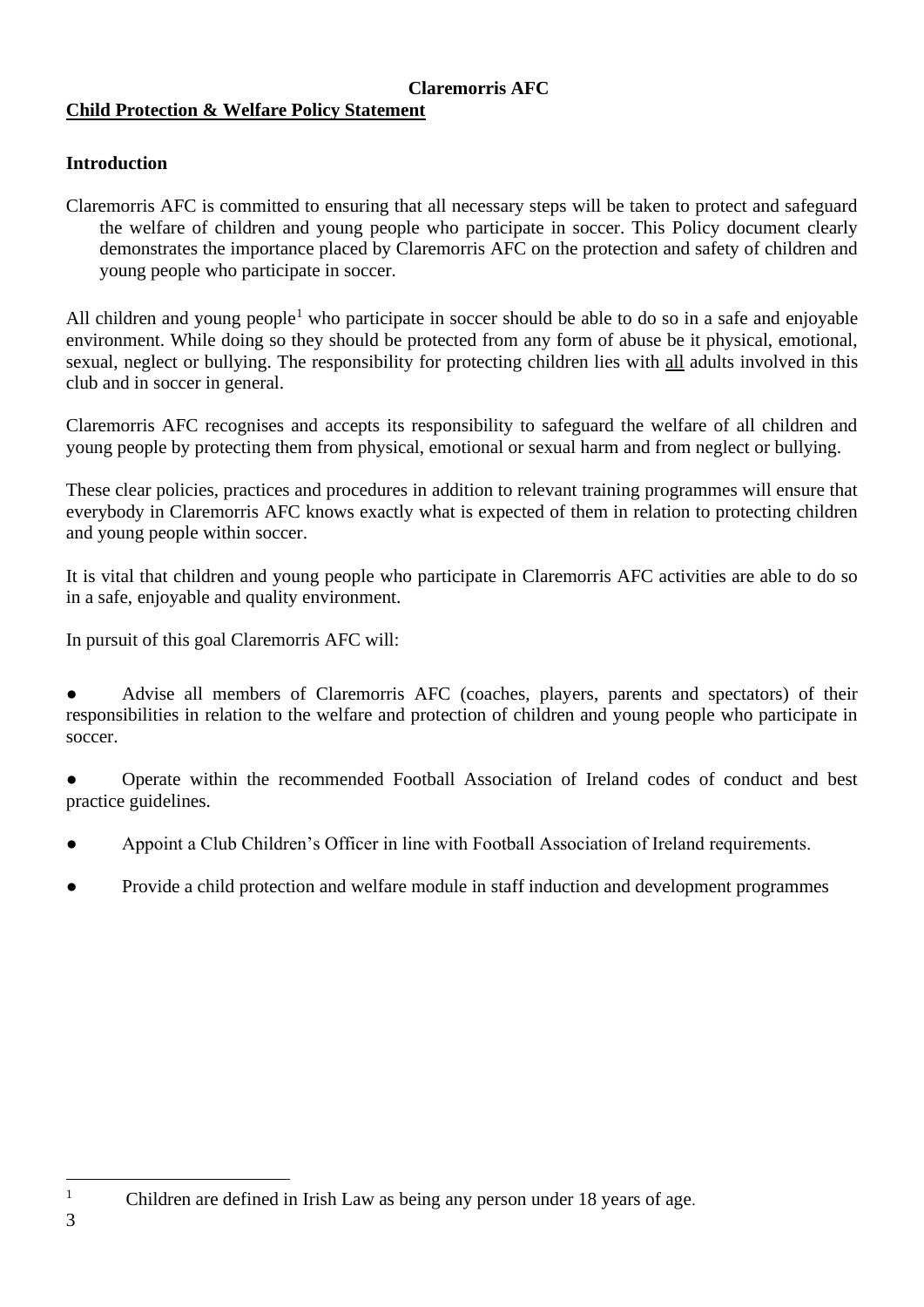**Claremorris AFC**

**Child Protection & Welfare Policy Statement**

**Introduction**

Claremorris AFC is committed to ensuring that all necessary steps will be taken to protect and safeguard the welfare of children and young people who participate in soccer. This Policy document clearly demonstrates the importance placed by Claremorris AFC on the protection and safety of children and young people who participate in soccer.

All children and young people[1] who participate in soccer should be able to do so in a safe and enjoyable environment. While doing so they should be protected from any form of abuse be it physical, emotional, sexual, neglect or bullying. The responsibility for protecting children lies with all adults involved in this club and in soccer in general.

Claremorris AFC recognises and accepts its responsibility to safeguard the welfare of all children and young people by protecting them from physical, emotional or sexual harm and from neglect or bullying.

These clear policies, practices and procedures in addition to relevant training programmes will ensure that everybody in Claremorris AFC knows exactly what is expected of them in relation to protecting children and young people within soccer.

It is vital that children and young people who participate in Claremorris AFC activities are able to do so in a safe, enjoyable and quality environment.

In pursuit of this goal Claremorris AFC will:

- Advise all members of Claremorris AFC (coaches, players, parents and spectators) of their responsibilities in relation to the welfare and protection of children and young people who participate in soccer.
- Operate within the recommended Football Association of Ireland codes of conduct and best practice guidelines.
- Appoint a Club Children's Officer in line with Football Association of Ireland requirements.
- Provide a child protection and welfare module in staff induction and development programmes

[1] Children are defined in Irish Law as being any person under 18 years of age.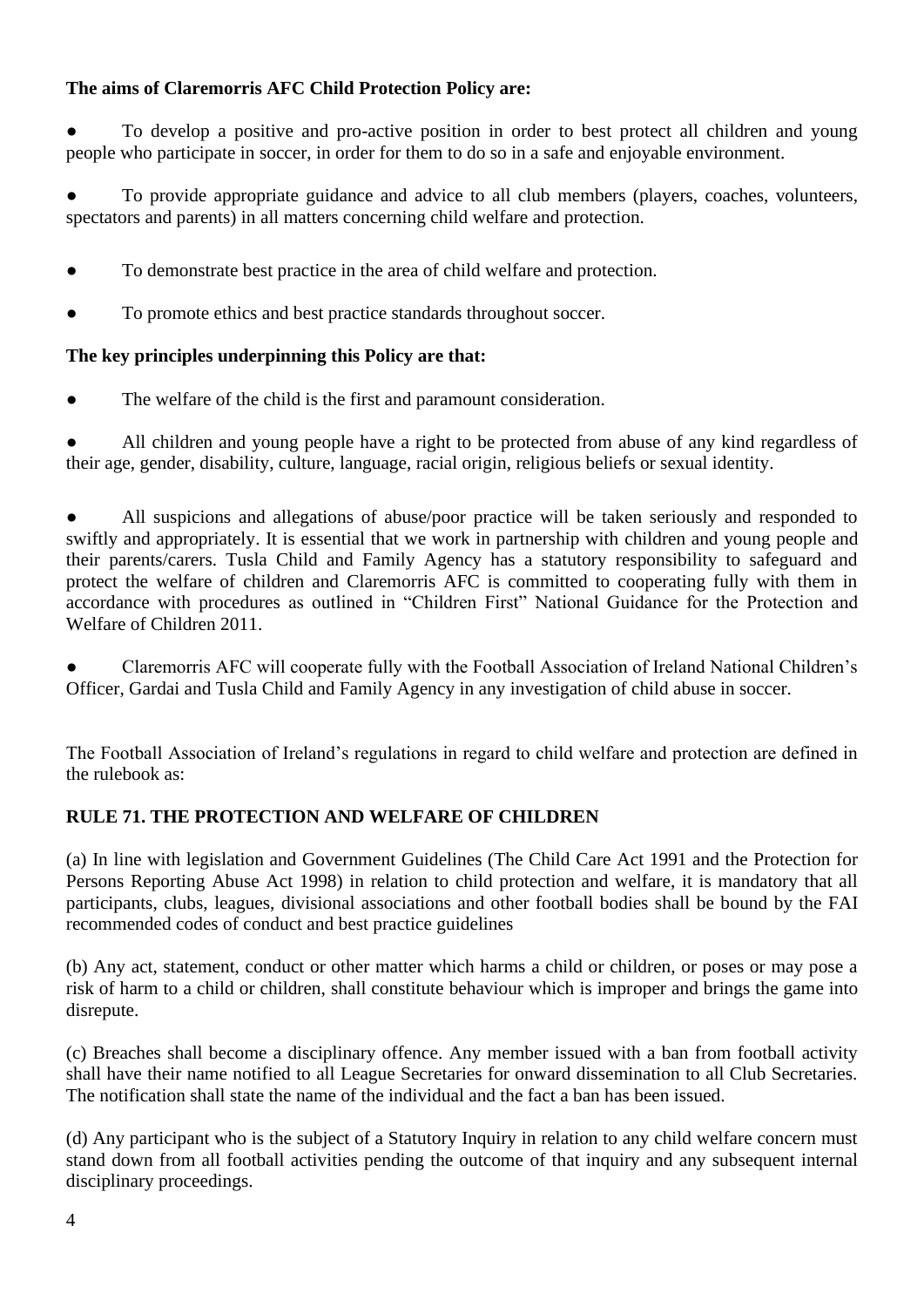**The aims of Claremorris AFC Child Protection Policy are:**

- To develop a positive and pro-active position in order to best protect all children and young people who participate in soccer, in order for them to do so in a safe and enjoyable environment.
- To provide appropriate guidance and advice to all club members (players, coaches, volunteers, spectators and parents) in all matters concerning child welfare and protection.
- To demonstrate best practice in the area of child welfare and protection.
- To promote ethics and best practice standards throughout soccer.

**The key principles underpinning this Policy are that:**

- The welfare of the child is the first and paramount consideration.
- All children and young people have a right to be protected from abuse of any kind regardless of their age, gender, disability, culture, language, racial origin, religious beliefs or sexual identity.
- All suspicions and allegations of abuse/poor practice will be taken seriously and responded to swiftly and appropriately. It is essential that we work in partnership with children and young people and their parents/carers. Tusla Child and Family Agency has a statutory responsibility to safeguard and protect the welfare of children and Claremorris AFC is committed to cooperating fully with them in accordance with procedures as outlined in "Children First" National Guidance for the Protection and Welfare of Children 2011.
- Claremorris AFC will cooperate fully with the Football Association of Ireland National Children's Officer, Gardai and Tusla Child and Family Agency in any investigation of child abuse in soccer.

The Football Association of Ireland's regulations in regard to child welfare and protection are defined in the rulebook as:

**RULE 71. THE PROTECTION AND WELFARE OF CHILDREN**

(a) In line with legislation and Government Guidelines (The Child Care Act 1991 and the Protection for Persons Reporting Abuse Act 1998) in relation to child protection and welfare, it is mandatory that all participants, clubs, leagues, divisional associations and other football bodies shall be bound by the FAI recommended codes of conduct and best practice guidelines

(b) Any act, statement, conduct or other matter which harms a child or children, or poses or may pose a risk of harm to a child or children, shall constitute behaviour which is improper and brings the game into disrepute.

(c) Breaches shall become a disciplinary offence. Any member issued with a ban from football activity shall have their name notified to all League Secretaries for onward dissemination to all Club Secretaries. The notification shall state the name of the individual and the fact a ban has been issued.

(d) Any participant who is the subject of a Statutory Inquiry in relation to any child welfare concern must stand down from all football activities pending the outcome of that inquiry and any subsequent internal disciplinary proceedings.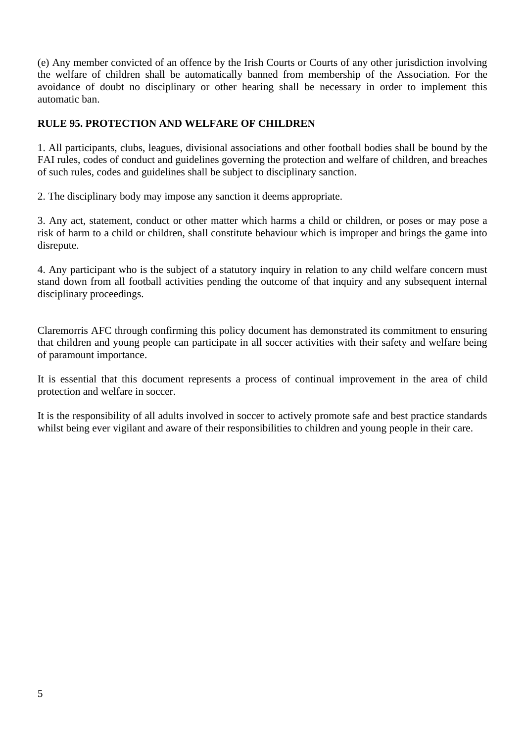(e) Any member convicted of an offence by the Irish Courts or Courts of any other jurisdiction involving the welfare of children shall be automatically banned from membership of the Association. For the avoidance of doubt no disciplinary or other hearing shall be necessary in order to implement this automatic ban.

**RULE 95. PROTECTION AND WELFARE OF CHILDREN**

1. All participants, clubs, leagues, divisional associations and other football bodies shall be bound by the FAI rules, codes of conduct and guidelines governing the protection and welfare of children, and breaches of such rules, codes and guidelines shall be subject to disciplinary sanction.

2. The disciplinary body may impose any sanction it deems appropriate.

3. Any act, statement, conduct or other matter which harms a child or children, or poses or may pose a risk of harm to a child or children, shall constitute behaviour which is improper and brings the game into disrepute.

4. Any participant who is the subject of a statutory inquiry in relation to any child welfare concern must stand down from all football activities pending the outcome of that inquiry and any subsequent internal disciplinary proceedings.

Claremorris AFC through confirming this policy document has demonstrated its commitment to ensuring that children and young people can participate in all soccer activities with their safety and welfare being of paramount importance.

It is essential that this document represents a process of continual improvement in the area of child protection and welfare in soccer.

It is the responsibility of all adults involved in soccer to actively promote safe and best practice standards whilst being ever vigilant and aware of their responsibilities to children and young people in their care.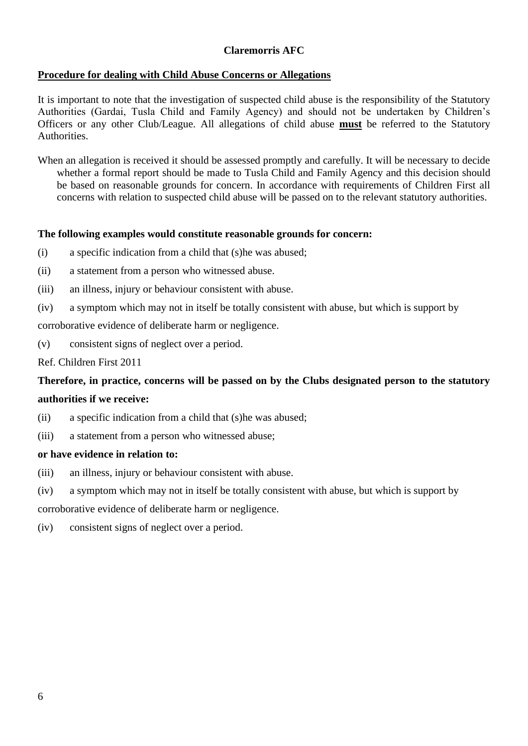**Claremorris AFC**

**<u>Procedure for dealing with Child Abuse Concerns or Allegations</u>**

It is important to note that the investigation of suspected child abuse is the responsibility of the Statutory Authorities (Gardai, Tusla Child and Family Agency) and should not be undertaken by Children's Officers or any other Club/League. All allegations of child abuse **<u>must</u>** be referred to the Statutory Authorities.

When an allegation is received it should be assessed promptly and carefully. It will be necessary to decide whether a formal report should be made to Tusla Child and Family Agency and this decision should be based on reasonable grounds for concern. In accordance with requirements of Children First all concerns with relation to suspected child abuse will be passed on to the relevant statutory authorities.

**The following examples would constitute reasonable grounds for concern:**

(i) a specific indication from a child that (s)he was abused;

(ii) a statement from a person who witnessed abuse.

(iii) an illness, injury or behaviour consistent with abuse.

(iv) a symptom which may not in itself be totally consistent with abuse, but which is support by corroborative evidence of deliberate harm or negligence.

(v) consistent signs of neglect over a period.

Ref. Children First 2011

**Therefore, in practice, concerns will be passed on by the Clubs designated person to the statutory authorities if we receive:**

(ii) a specific indication from a child that (s)he was abused;

(iii) a statement from a person who witnessed abuse;

**or have evidence in relation to:**

(iii) an illness, injury or behaviour consistent with abuse.

(iv) a symptom which may not in itself be totally consistent with abuse, but which is support by corroborative evidence of deliberate harm or negligence.

(iv) consistent signs of neglect over a period.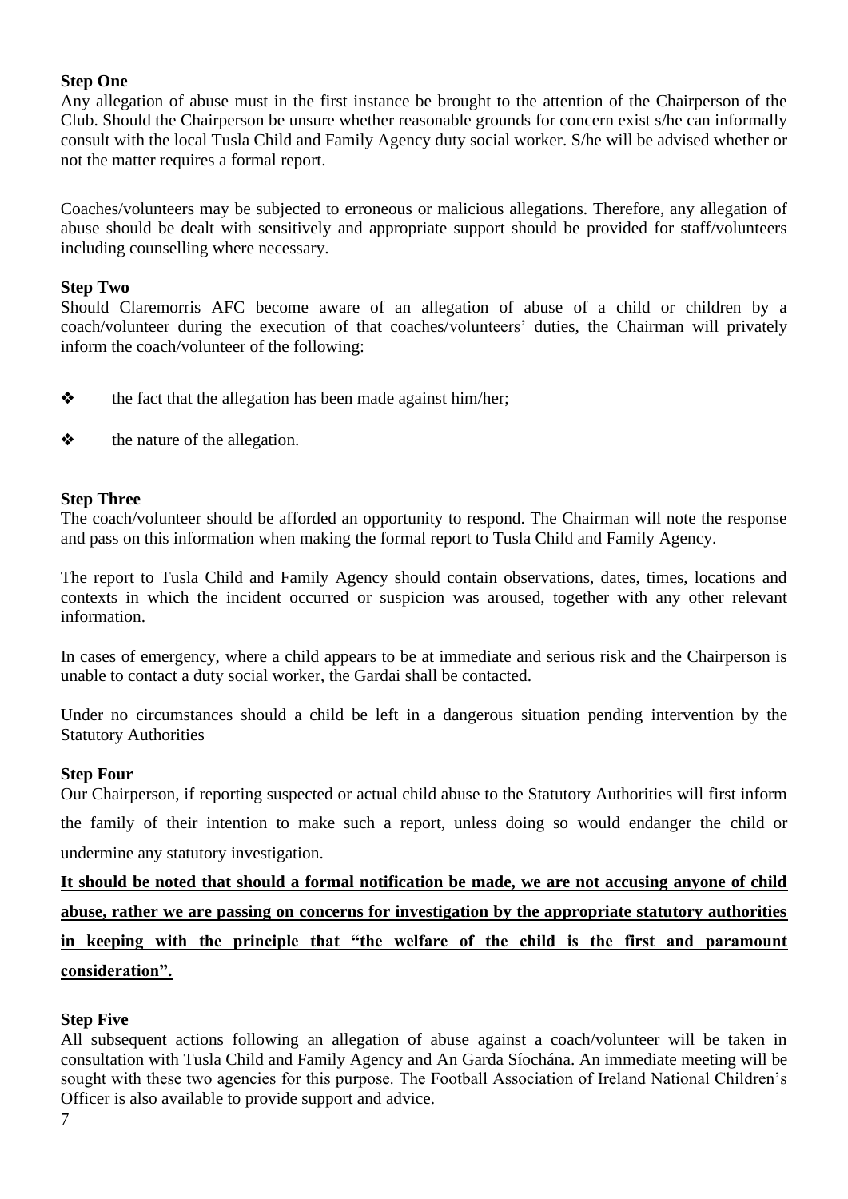**Step One**

Any allegation of abuse must in the first instance be brought to the attention of the Chairperson of the Club. Should the Chairperson be unsure whether reasonable grounds for concern exist s/he can informally consult with the local Tusla Child and Family Agency duty social worker. S/he will be advised whether or not the matter requires a formal report.

Coaches/volunteers may be subjected to erroneous or malicious allegations. Therefore, any allegation of abuse should be dealt with sensitively and appropriate support should be provided for staff/volunteers including counselling where necessary.

**Step Two**

Should Claremorris AFC become aware of an allegation of abuse of a child or children by a coach/volunteer during the execution of that coaches/volunteers' duties, the Chairman will privately inform the coach/volunteer of the following:

- the fact that the allegation has been made against him/her;
- the nature of the allegation.

**Step Three**

The coach/volunteer should be afforded an opportunity to respond. The Chairman will note the response and pass on this information when making the formal report to Tusla Child and Family Agency.

The report to Tusla Child and Family Agency should contain observations, dates, times, locations and contexts in which the incident occurred or suspicion was aroused, together with any other relevant information.

In cases of emergency, where a child appears to be at immediate and serious risk and the Chairperson is unable to contact a duty social worker, the Gardai shall be contacted.

<u>Under no circumstances should a child be left in a dangerous situation pending intervention by the Statutory Authorities</u>

**Step Four**

Our Chairperson, if reporting suspected or actual child abuse to the Statutory Authorities will first inform the family of their intention to make such a report, unless doing so would endanger the child or undermine any statutory investigation.

<u>**It should be noted that should a formal notification be made, we are not accusing anyone of child abuse, rather we are passing on concerns for investigation by the appropriate statutory authorities in keeping with the principle that "the welfare of the child is the first and paramount consideration".**</u>

**Step Five**

All subsequent actions following an allegation of abuse against a coach/volunteer will be taken in consultation with Tusla Child and Family Agency and An Garda Síochána. An immediate meeting will be sought with these two agencies for this purpose. The Football Association of Ireland National Children's Officer is also available to provide support and advice.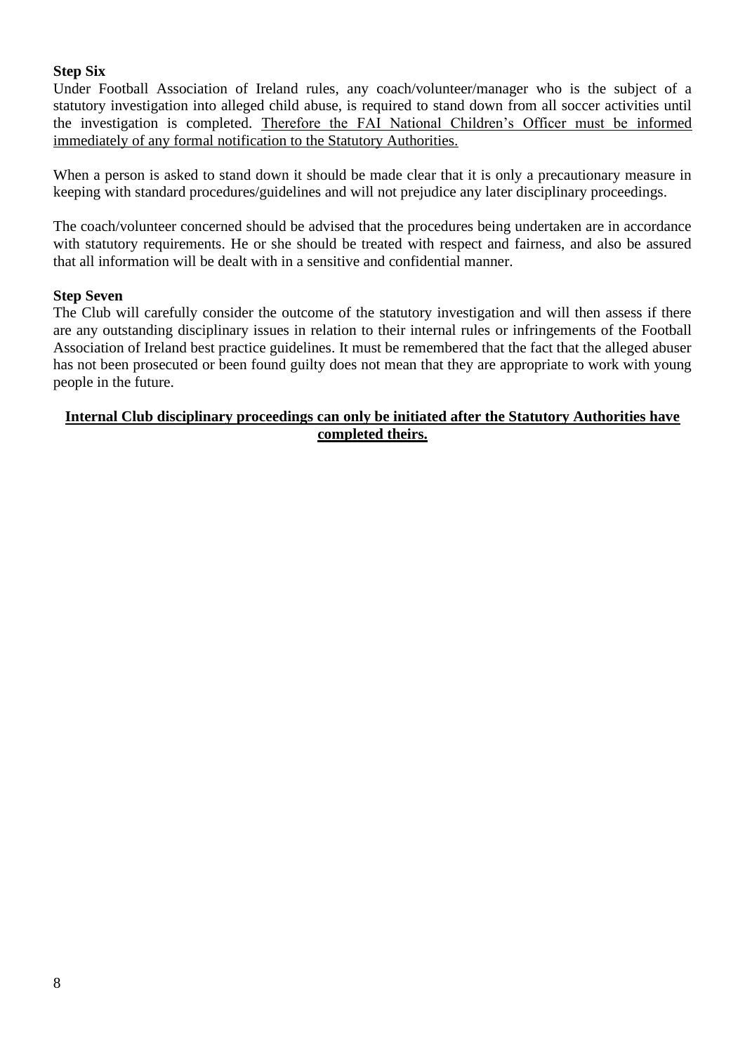**Step Six**

Under Football Association of Ireland rules, any coach/volunteer/manager who is the subject of a statutory investigation into alleged child abuse, is required to stand down from all soccer activities until the investigation is completed. <u>Therefore the FAI National Children's Officer must be informed immediately of any formal notification to the Statutory Authorities.</u>

When a person is asked to stand down it should be made clear that it is only a precautionary measure in keeping with standard procedures/guidelines and will not prejudice any later disciplinary proceedings.

The coach/volunteer concerned should be advised that the procedures being undertaken are in accordance with statutory requirements. He or she should be treated with respect and fairness, and also be assured that all information will be dealt with in a sensitive and confidential manner.

**Step Seven**

The Club will carefully consider the outcome of the statutory investigation and will then assess if there are any outstanding disciplinary issues in relation to their internal rules or infringements of the Football Association of Ireland best practice guidelines. It must be remembered that the fact that the alleged abuser has not been prosecuted or been found guilty does not mean that they are appropriate to work with young people in the future.

<u>**Internal Club disciplinary proceedings can only be initiated after the Statutory Authorities have completed theirs.**</u>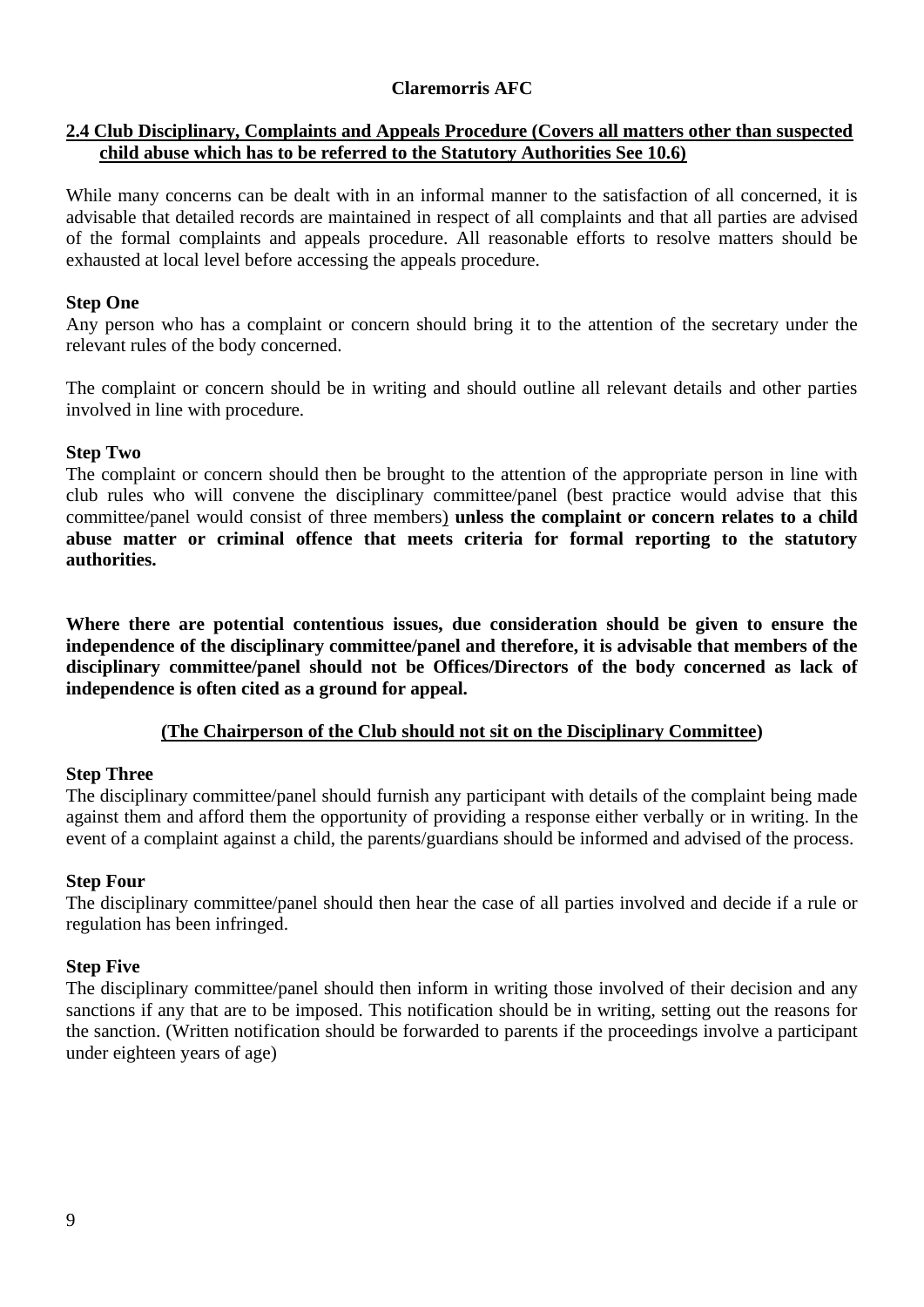**Claremorris AFC**

## 2.4 Club Disciplinary, Complaints and Appeals Procedure (Covers all matters other than suspected child abuse which has to be referred to the Statutory Authorities See 10.6)

While many concerns can be dealt with in an informal manner to the satisfaction of all concerned, it is advisable that detailed records are maintained in respect of all complaints and that all parties are advised of the formal complaints and appeals procedure. All reasonable efforts to resolve matters should be exhausted at local level before accessing the appeals procedure.

**Step One**

Any person who has a complaint or concern should bring it to the attention of the secretary under the relevant rules of the body concerned.

The complaint or concern should be in writing and should outline all relevant details and other parties involved in line with procedure.

**Step Two**

The complaint or concern should then be brought to the attention of the appropriate person in line with club rules who will convene the disciplinary committee/panel (best practice would advise that this committee/panel would consist of three members) **unless the complaint or concern relates to a child abuse matter or criminal offence that meets criteria for formal reporting to the statutory authorities.**

**Where there are potential contentious issues, due consideration should be given to ensure the independence of the disciplinary committee/panel and therefore, it is advisable that members of the disciplinary committee/panel should not be Offices/Directors of the body concerned as lack of independence is often cited as a ground for appeal.**

**(The Chairperson of the Club should not sit on the Disciplinary Committee)**

**Step Three**

The disciplinary committee/panel should furnish any participant with details of the complaint being made against them and afford them the opportunity of providing a response either verbally or in writing. In the event of a complaint against a child, the parents/guardians should be informed and advised of the process.

**Step Four**

The disciplinary committee/panel should then hear the case of all parties involved and decide if a rule or regulation has been infringed.

**Step Five**

The disciplinary committee/panel should then inform in writing those involved of their decision and any sanctions if any that are to be imposed. This notification should be in writing, setting out the reasons for the sanction. (Written notification should be forwarded to parents if the proceedings involve a participant under eighteen years of age)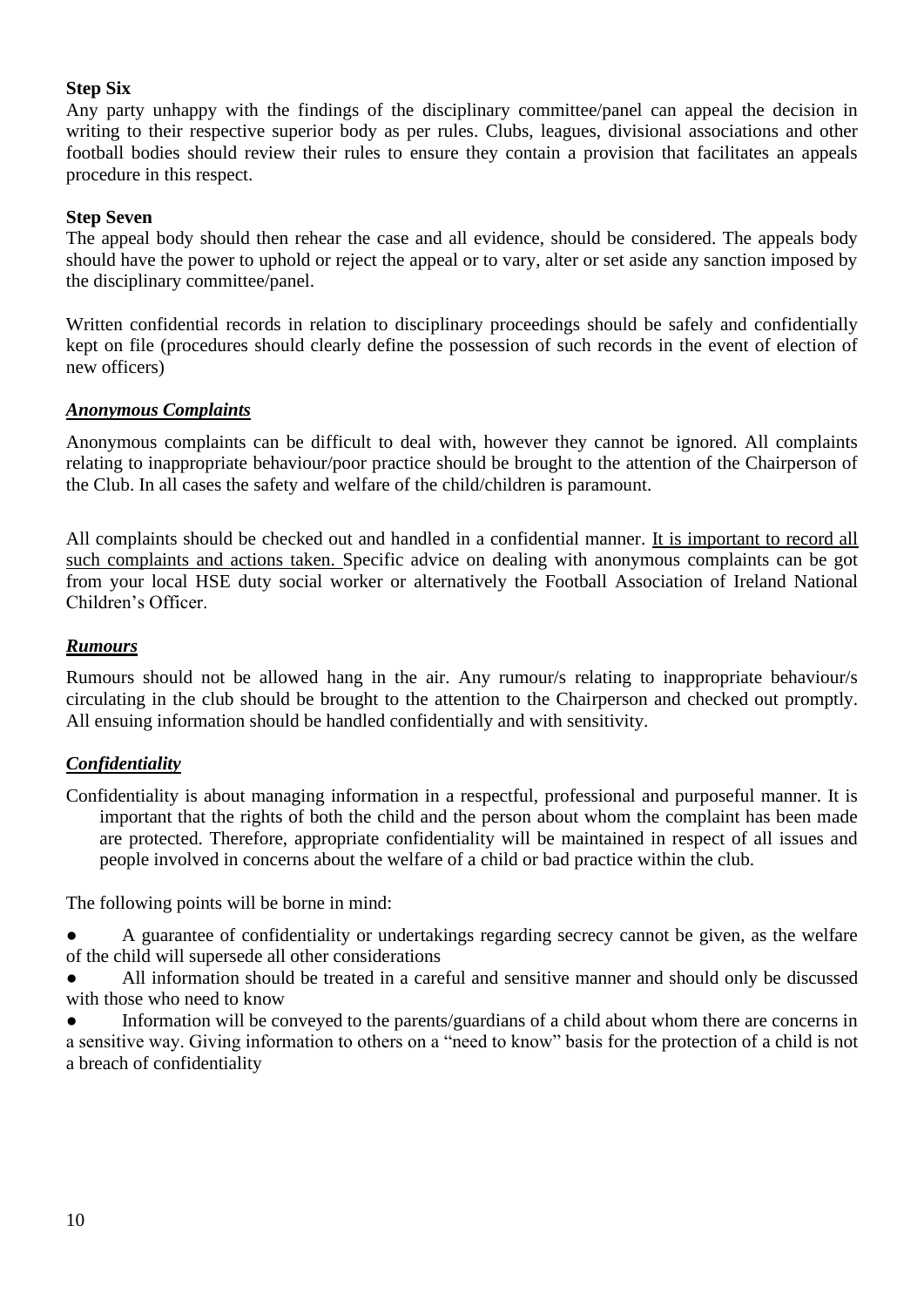**Step Six**

Any party unhappy with the findings of the disciplinary committee/panel can appeal the decision in writing to their respective superior body as per rules. Clubs, leagues, divisional associations and other football bodies should review their rules to ensure they contain a provision that facilitates an appeals procedure in this respect.

**Step Seven**

The appeal body should then rehear the case and all evidence, should be considered. The appeals body should have the power to uphold or reject the appeal or to vary, alter or set aside any sanction imposed by the disciplinary committee/panel.

Written confidential records in relation to disciplinary proceedings should be safely and confidentially kept on file (procedures should clearly define the possession of such records in the event of election of new officers)

### ***Anonymous Complaints***

Anonymous complaints can be difficult to deal with, however they cannot be ignored. All complaints relating to inappropriate behaviour/poor practice should be brought to the attention of the Chairperson of the Club. In all cases the safety and welfare of the child/children is paramount.

All complaints should be checked out and handled in a confidential manner. <u>It is important to record all such complaints and actions taken.</u> Specific advice on dealing with anonymous complaints can be got from your local HSE duty social worker or alternatively the Football Association of Ireland National Children's Officer.

### ***Rumours***

Rumours should not be allowed hang in the air. Any rumour/s relating to inappropriate behaviour/s circulating in the club should be brought to the attention to the Chairperson and checked out promptly. All ensuing information should be handled confidentially and with sensitivity.

### ***Confidentiality***

Confidentiality is about managing information in a respectful, professional and purposeful manner. It is important that the rights of both the child and the person about whom the complaint has been made are protected. Therefore, appropriate confidentiality will be maintained in respect of all issues and people involved in concerns about the welfare of a child or bad practice within the club.

The following points will be borne in mind:

- A guarantee of confidentiality or undertakings regarding secrecy cannot be given, as the welfare of the child will supersede all other considerations
- All information should be treated in a careful and sensitive manner and should only be discussed with those who need to know
- Information will be conveyed to the parents/guardians of a child about whom there are concerns in a sensitive way. Giving information to others on a "need to know" basis for the protection of a child is not a breach of confidentiality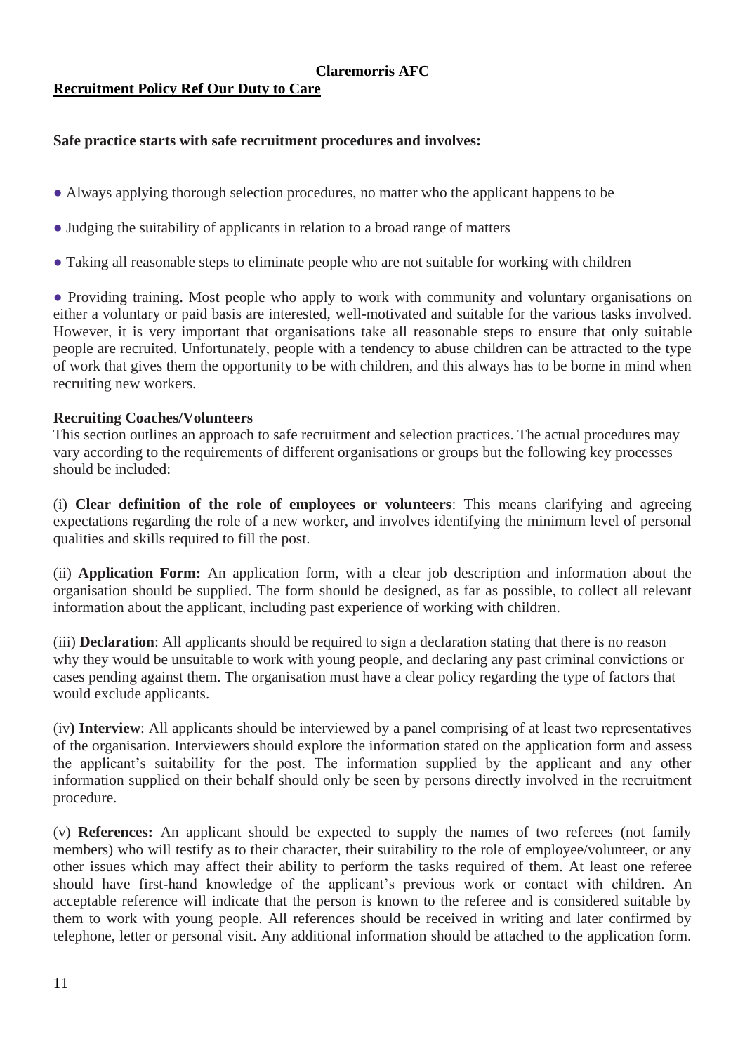**Claremorris AFC**

**Recruitment Policy Ref Our Duty to Care**

**Safe practice starts with safe recruitment procedures and involves:**

- Always applying thorough selection procedures, no matter who the applicant happens to be
- Judging the suitability of applicants in relation to a broad range of matters
- Taking all reasonable steps to eliminate people who are not suitable for working with children
- Providing training. Most people who apply to work with community and voluntary organisations on either a voluntary or paid basis are interested, well-motivated and suitable for the various tasks involved. However, it is very important that organisations take all reasonable steps to ensure that only suitable people are recruited. Unfortunately, people with a tendency to abuse children can be attracted to the type of work that gives them the opportunity to be with children, and this always has to be borne in mind when recruiting new workers.

**Recruiting Coaches/Volunteers**

This section outlines an approach to safe recruitment and selection practices. The actual procedures may vary according to the requirements of different organisations or groups but the following key processes should be included:

(i) **Clear definition of the role of employees or volunteers**: This means clarifying and agreeing expectations regarding the role of a new worker, and involves identifying the minimum level of personal qualities and skills required to fill the post.

(ii) **Application Form:** An application form, with a clear job description and information about the organisation should be supplied. The form should be designed, as far as possible, to collect all relevant information about the applicant, including past experience of working with children.

(iii) **Declaration**: All applicants should be required to sign a declaration stating that there is no reason why they would be unsuitable to work with young people, and declaring any past criminal convictions or cases pending against them. The organisation must have a clear policy regarding the type of factors that would exclude applicants.

(iv**) Interview**: All applicants should be interviewed by a panel comprising of at least two representatives of the organisation. Interviewers should explore the information stated on the application form and assess the applicant's suitability for the post. The information supplied by the applicant and any other information supplied on their behalf should only be seen by persons directly involved in the recruitment procedure.

(v) **References:** An applicant should be expected to supply the names of two referees (not family members) who will testify as to their character, their suitability to the role of employee/volunteer, or any other issues which may affect their ability to perform the tasks required of them. At least one referee should have first-hand knowledge of the applicant's previous work or contact with children. An acceptable reference will indicate that the person is known to the referee and is considered suitable by them to work with young people. All references should be received in writing and later confirmed by telephone, letter or personal visit. Any additional information should be attached to the application form.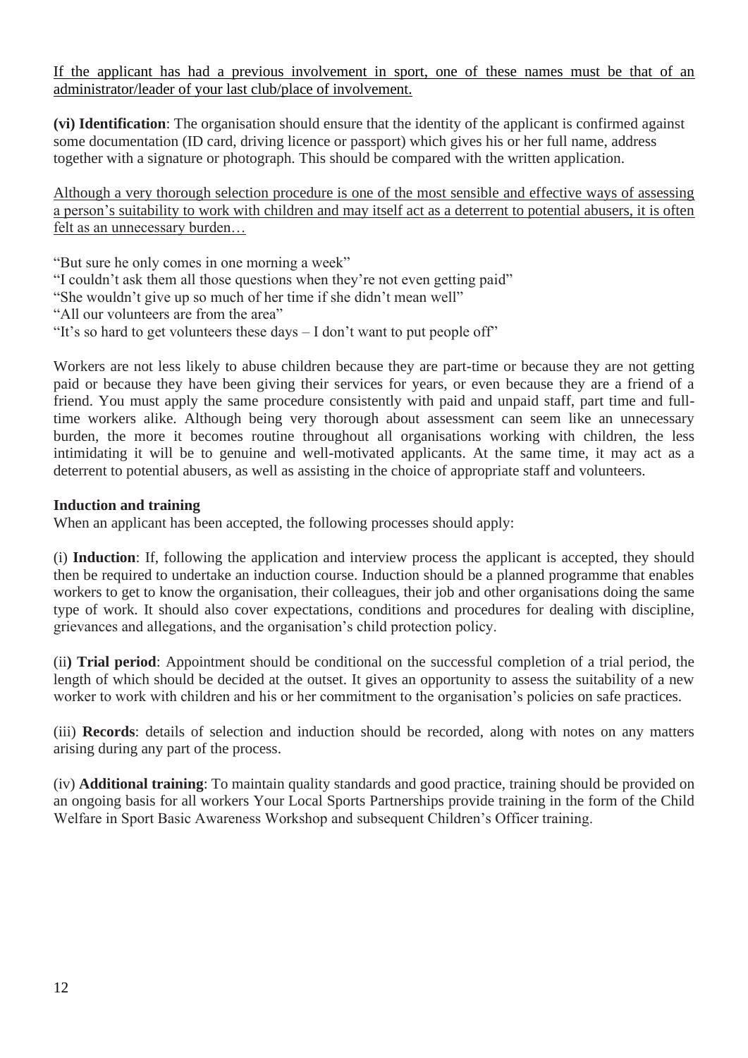<u>If the applicant has had a previous involvement in sport, one of these names must be that of an administrator/leader of your last club/place of involvement.</u>

**(vi) Identification**: The organisation should ensure that the identity of the applicant is confirmed against some documentation (ID card, driving licence or passport) which gives his or her full name, address together with a signature or photograph. This should be compared with the written application.

<u>Although a very thorough selection procedure is one of the most sensible and effective ways of assessing a person's suitability to work with children and may itself act as a deterrent to potential abusers, it is often felt as an unnecessary burden…</u>

"But sure he only comes in one morning a week"
"I couldn't ask them all those questions when they're not even getting paid"
"She wouldn't give up so much of her time if she didn't mean well"
"All our volunteers are from the area"
"It's so hard to get volunteers these days – I don't want to put people off"

Workers are not less likely to abuse children because they are part-time or because they are not getting paid or because they have been giving their services for years, or even because they are a friend of a friend. You must apply the same procedure consistently with paid and unpaid staff, part time and full-time workers alike. Although being very thorough about assessment can seem like an unnecessary burden, the more it becomes routine throughout all organisations working with children, the less intimidating it will be to genuine and well-motivated applicants. At the same time, it may act as a deterrent to potential abusers, as well as assisting in the choice of appropriate staff and volunteers.

**Induction and training**

When an applicant has been accepted, the following processes should apply:

(i) **Induction**: If, following the application and interview process the applicant is accepted, they should then be required to undertake an induction course. Induction should be a planned programme that enables workers to get to know the organisation, their colleagues, their job and other organisations doing the same type of work. It should also cover expectations, conditions and procedures for dealing with discipline, grievances and allegations, and the organisation's child protection policy.

(ii**) Trial period**: Appointment should be conditional on the successful completion of a trial period, the length of which should be decided at the outset. It gives an opportunity to assess the suitability of a new worker to work with children and his or her commitment to the organisation's policies on safe practices.

(iii) **Records**: details of selection and induction should be recorded, along with notes on any matters arising during any part of the process.

(iv) **Additional training**: To maintain quality standards and good practice, training should be provided on an ongoing basis for all workers Your Local Sports Partnerships provide training in the form of the Child Welfare in Sport Basic Awareness Workshop and subsequent Children's Officer training.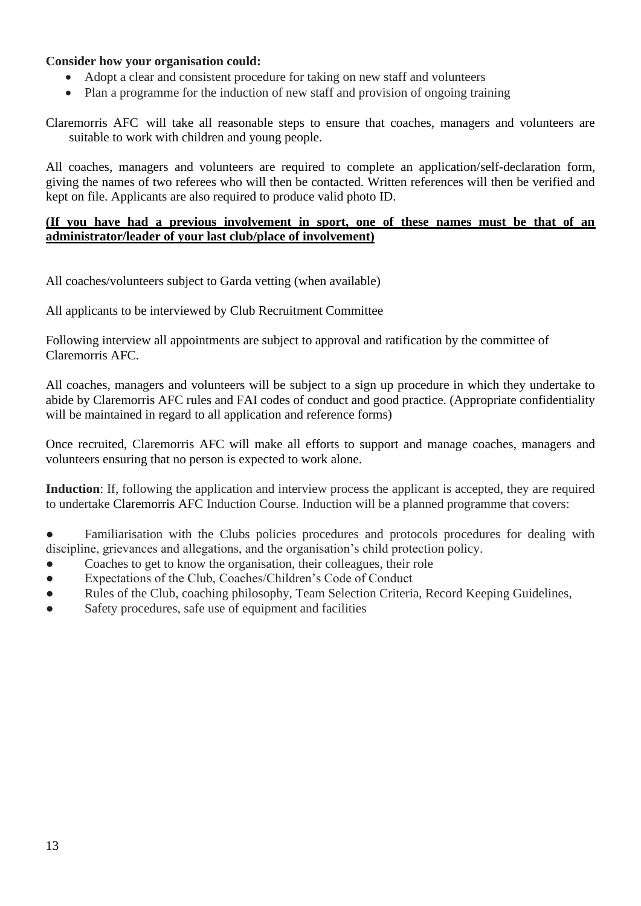**Consider how your organisation could:**

- Adopt a clear and consistent procedure for taking on new staff and volunteers
- Plan a programme for the induction of new staff and provision of ongoing training

Claremorris AFC will take all reasonable steps to ensure that coaches, managers and volunteers are suitable to work with children and young people.

All coaches, managers and volunteers are required to complete an application/self-declaration form, giving the names of two referees who will then be contacted. Written references will then be verified and kept on file. Applicants are also required to produce valid photo ID.

**(If you have had a previous involvement in sport, one of these names must be that of an administrator/leader of your last club/place of involvement)**

All coaches/volunteers subject to Garda vetting (when available)

All applicants to be interviewed by Club Recruitment Committee

Following interview all appointments are subject to approval and ratification by the committee of Claremorris AFC.

All coaches, managers and volunteers will be subject to a sign up procedure in which they undertake to abide by Claremorris AFC rules and FAI codes of conduct and good practice. (Appropriate confidentiality will be maintained in regard to all application and reference forms)

Once recruited, Claremorris AFC will make all efforts to support and manage coaches, managers and volunteers ensuring that no person is expected to work alone.

**Induction**: If, following the application and interview process the applicant is accepted, they are required to undertake Claremorris AFC Induction Course. Induction will be a planned programme that covers:

- Familiarisation with the Clubs policies procedures and protocols procedures for dealing with discipline, grievances and allegations, and the organisation's child protection policy.
- Coaches to get to know the organisation, their colleagues, their role
- Expectations of the Club, Coaches/Children's Code of Conduct
- Rules of the Club, coaching philosophy, Team Selection Criteria, Record Keeping Guidelines,
- Safety procedures, safe use of equipment and facilities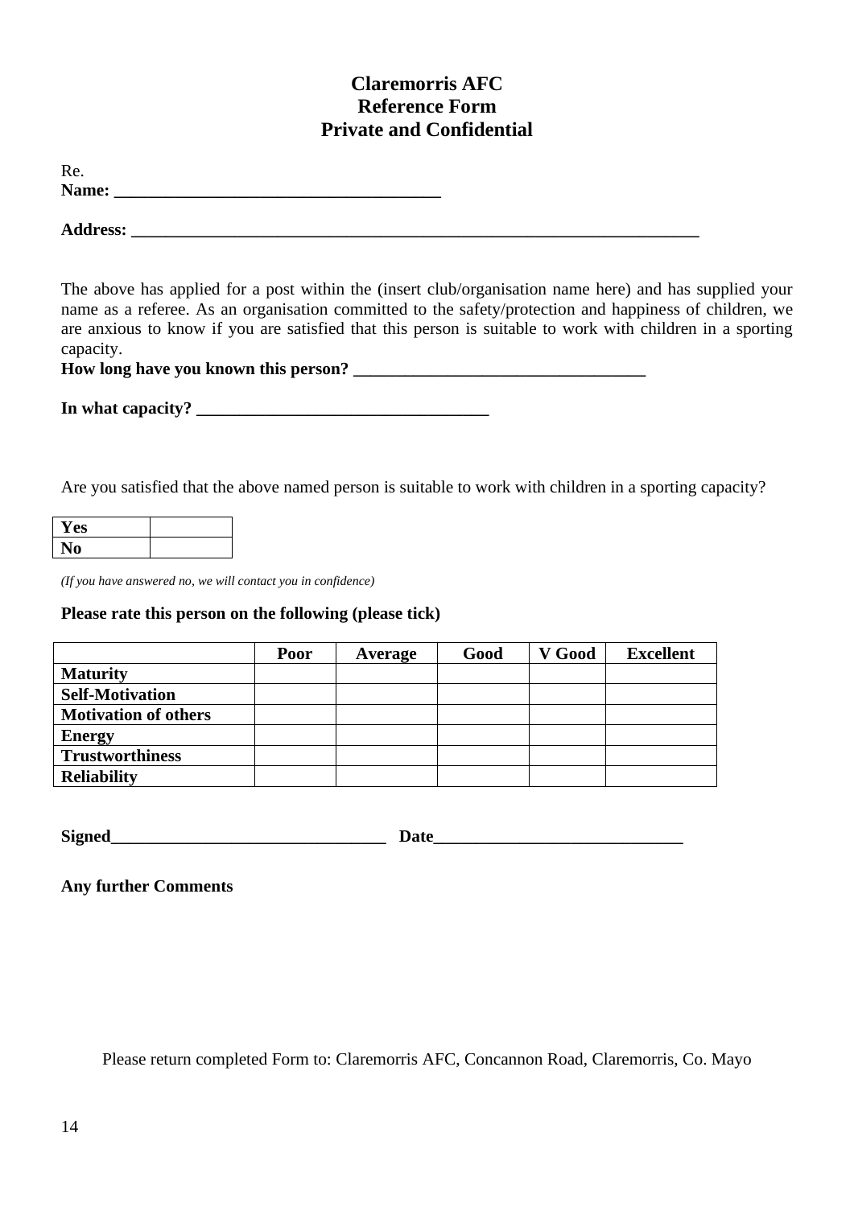# Claremorris AFC
## Reference Form
## Private and Confidential

Re.
**Name: \_\_\_\_\_\_\_\_\_\_\_\_\_\_\_\_\_\_\_\_\_\_\_\_\_\_\_\_\_\_\_\_\_\_\_\_\_\_**

**Address: \_\_\_\_\_\_\_\_\_\_\_\_\_\_\_\_\_\_\_\_\_\_\_\_\_\_\_\_\_\_\_\_\_\_\_\_\_\_\_\_\_\_\_\_\_\_\_\_\_\_\_\_\_\_\_\_\_\_\_\_\_\_\_\_\_\_**

The above has applied for a post within the (insert club/organisation name here) and has supplied your name as a referee. As an organisation committed to the safety/protection and happiness of children, we are anxious to know if you are satisfied that this person is suitable to work with children in a sporting capacity.

**How long have you known this person? \_\_\_\_\_\_\_\_\_\_\_\_\_\_\_\_\_\_\_\_\_\_\_\_\_\_\_\_\_\_\_\_\_\_**

**In what capacity? \_\_\_\_\_\_\_\_\_\_\_\_\_\_\_\_\_\_\_\_\_\_\_\_\_\_\_\_\_\_\_\_\_\_**

Are you satisfied that the above named person is suitable to work with children in a sporting capacity?

| **Yes** | |
|---|---|
| **No** | |

*(If you have answered no, we will contact you in confidence)*

**Please rate this person on the following (please tick)**

| | Poor | Average | Good | V Good | Excellent |
|---|---|---|---|---|---|
| **Maturity** | | | | | |
| **Self-Motivation** | | | | | |
| **Motivation of others** | | | | | |
| **Energy** | | | | | |
| **Trustworthiness** | | | | | |
| **Reliability** | | | | | |

**Signed\_\_\_\_\_\_\_\_\_\_\_\_\_\_\_\_\_\_\_\_\_\_\_\_\_\_\_\_\_\_\_\_ Date\_\_\_\_\_\_\_\_\_\_\_\_\_\_\_\_\_\_\_\_\_\_\_\_\_\_\_\_\_**

**Any further Comments**

Please return completed Form to: Claremorris AFC, Concannon Road, Claremorris, Co. Mayo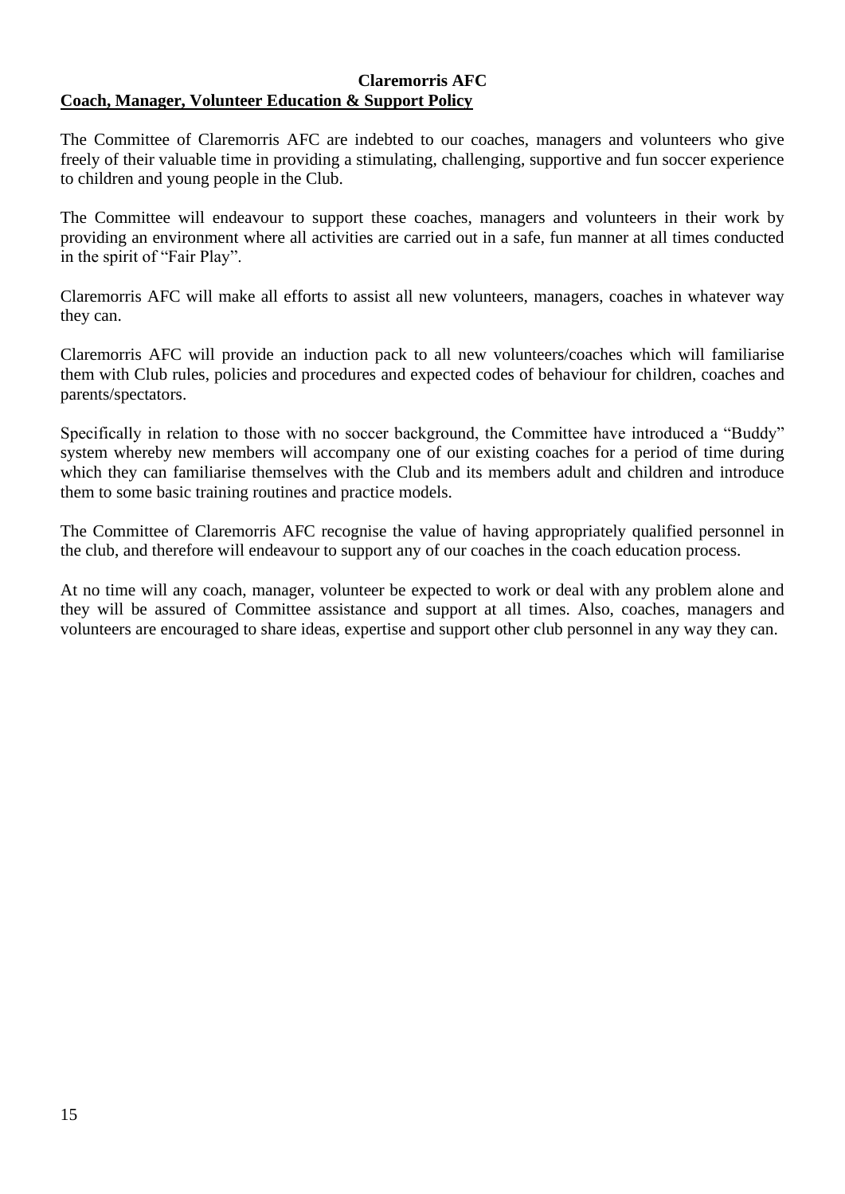**Claremorris AFC**

**Coach, Manager, Volunteer Education & Support Policy**

The Committee of Claremorris AFC are indebted to our coaches, managers and volunteers who give freely of their valuable time in providing a stimulating, challenging, supportive and fun soccer experience to children and young people in the Club.

The Committee will endeavour to support these coaches, managers and volunteers in their work by providing an environment where all activities are carried out in a safe, fun manner at all times conducted in the spirit of "Fair Play".

Claremorris AFC will make all efforts to assist all new volunteers, managers, coaches in whatever way they can.

Claremorris AFC will provide an induction pack to all new volunteers/coaches which will familiarise them with Club rules, policies and procedures and expected codes of behaviour for children, coaches and parents/spectators.

Specifically in relation to those with no soccer background, the Committee have introduced a "Buddy" system whereby new members will accompany one of our existing coaches for a period of time during which they can familiarise themselves with the Club and its members adult and children and introduce them to some basic training routines and practice models.

The Committee of Claremorris AFC recognise the value of having appropriately qualified personnel in the club, and therefore will endeavour to support any of our coaches in the coach education process.

At no time will any coach, manager, volunteer be expected to work or deal with any problem alone and they will be assured of Committee assistance and support at all times. Also, coaches, managers and volunteers are encouraged to share ideas, expertise and support other club personnel in any way they can.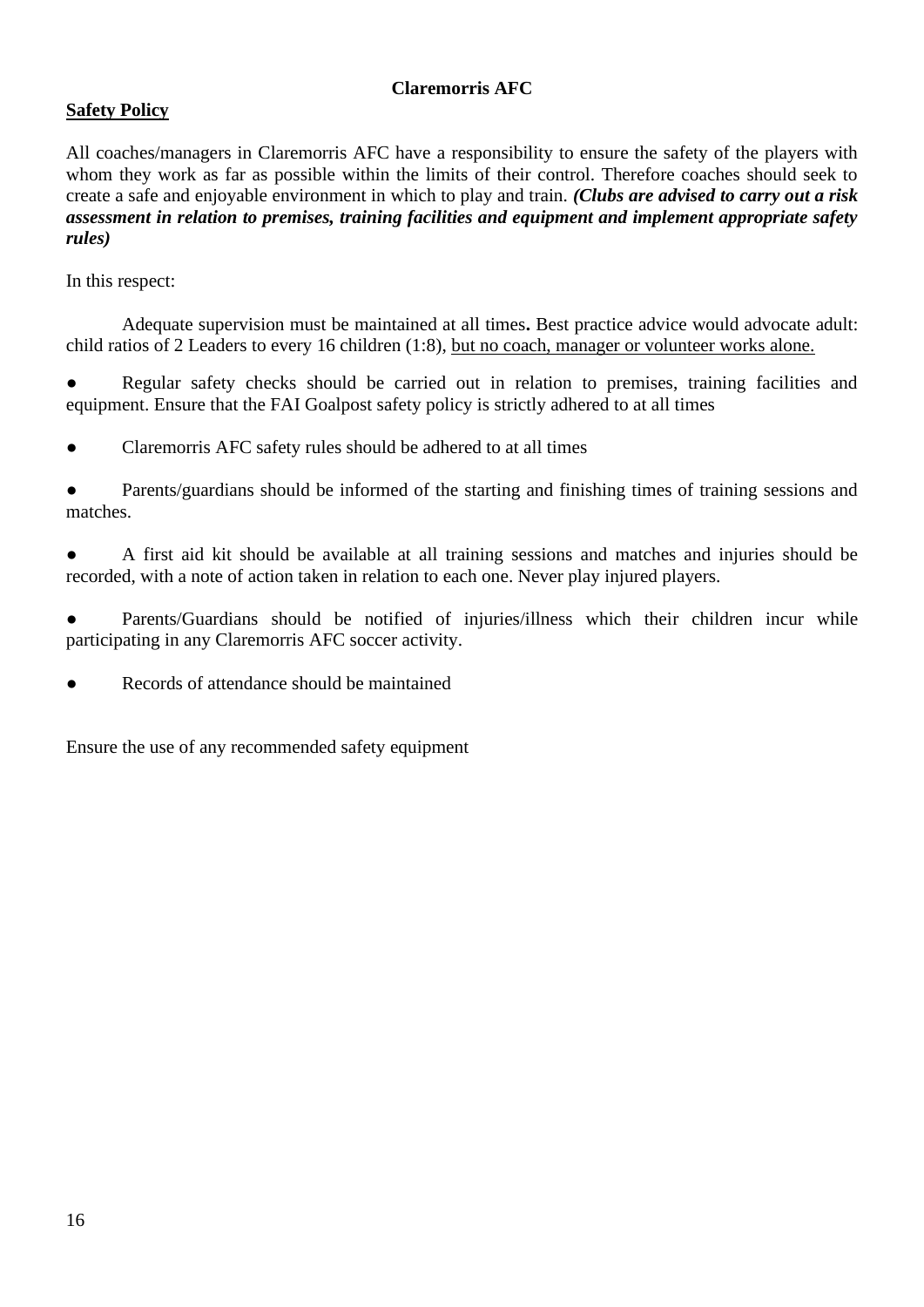**Claremorris AFC**

## Safety Policy

All coaches/managers in Claremorris AFC have a responsibility to ensure the safety of the players with whom they work as far as possible within the limits of their control. Therefore coaches should seek to create a safe and enjoyable environment in which to play and train. ***(Clubs are advised to carry out a risk assessment in relation to premises, training facilities and equipment and implement appropriate safety rules)***

In this respect:

Adequate supervision must be maintained at all times**.** Best practice advice would advocate adult: child ratios of 2 Leaders to every 16 children (1:8), <u>but no coach, manager or volunteer works alone.</u>

- Regular safety checks should be carried out in relation to premises, training facilities and equipment. Ensure that the FAI Goalpost safety policy is strictly adhered to at all times
- Claremorris AFC safety rules should be adhered to at all times
- Parents/guardians should be informed of the starting and finishing times of training sessions and matches.
- A first aid kit should be available at all training sessions and matches and injuries should be recorded, with a note of action taken in relation to each one. Never play injured players.
- Parents/Guardians should be notified of injuries/illness which their children incur while participating in any Claremorris AFC soccer activity.
- Records of attendance should be maintained

Ensure the use of any recommended safety equipment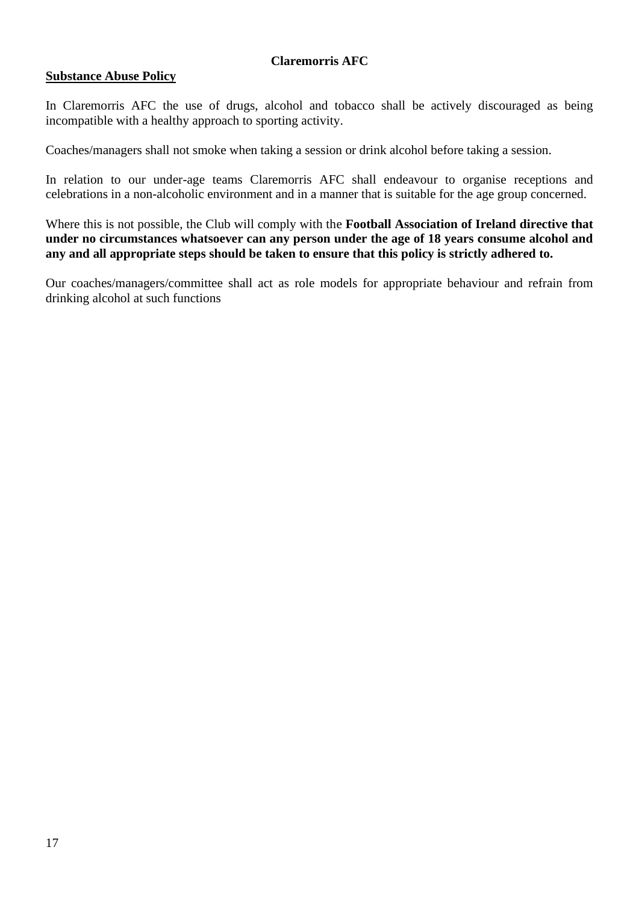**Claremorris AFC**

## Substance Abuse Policy

In Claremorris AFC the use of drugs, alcohol and tobacco shall be actively discouraged as being incompatible with a healthy approach to sporting activity.

Coaches/managers shall not smoke when taking a session or drink alcohol before taking a session.

In relation to our under-age teams Claremorris AFC shall endeavour to organise receptions and celebrations in a non-alcoholic environment and in a manner that is suitable for the age group concerned.

Where this is not possible, the Club will comply with the **Football Association of Ireland directive that under no circumstances whatsoever can any person under the age of 18 years consume alcohol and any and all appropriate steps should be taken to ensure that this policy is strictly adhered to.**

Our coaches/managers/committee shall act as role models for appropriate behaviour and refrain from drinking alcohol at such functions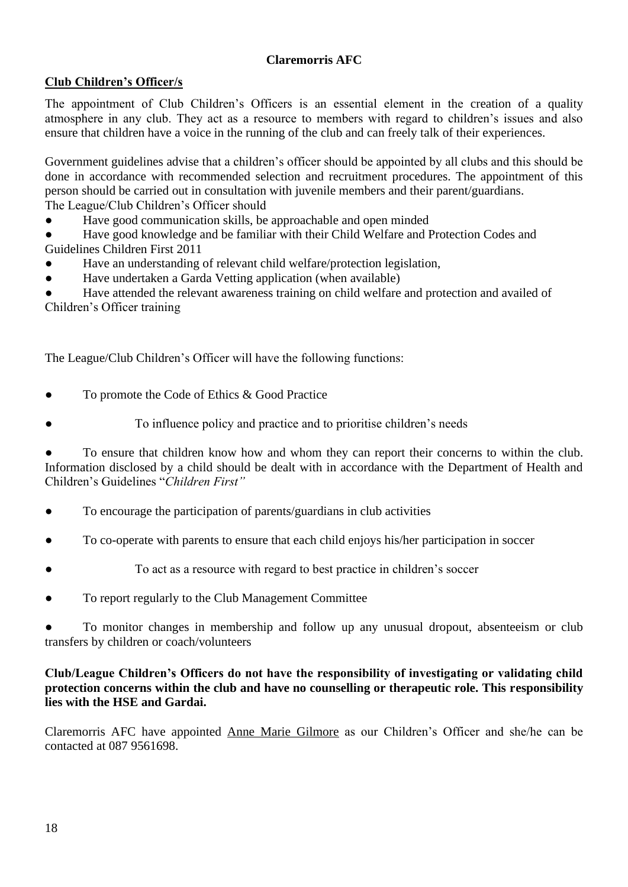**Claremorris AFC**

## Club Children's Officer/s

The appointment of Club Children's Officers is an essential element in the creation of a quality atmosphere in any club. They act as a resource to members with regard to children's issues and also ensure that children have a voice in the running of the club and can freely talk of their experiences.

Government guidelines advise that a children's officer should be appointed by all clubs and this should be done in accordance with recommended selection and recruitment procedures. The appointment of this person should be carried out in consultation with juvenile members and their parent/guardians.

The League/Club Children's Officer should

- Have good communication skills, be approachable and open minded
- Have good knowledge and be familiar with their Child Welfare and Protection Codes and Guidelines Children First 2011
- Have an understanding of relevant child welfare/protection legislation,
- Have undertaken a Garda Vetting application (when available)
- Have attended the relevant awareness training on child welfare and protection and availed of Children's Officer training

The League/Club Children's Officer will have the following functions:

- To promote the Code of Ethics & Good Practice
- To influence policy and practice and to prioritise children's needs
- To ensure that children know how and whom they can report their concerns to within the club. Information disclosed by a child should be dealt with in accordance with the Department of Health and Children's Guidelines "*Children First"*
- To encourage the participation of parents/guardians in club activities
- To co-operate with parents to ensure that each child enjoys his/her participation in soccer
- To act as a resource with regard to best practice in children's soccer
- To report regularly to the Club Management Committee
- To monitor changes in membership and follow up any unusual dropout, absenteeism or club transfers by children or coach/volunteers

**Club/League Children's Officers do not have the responsibility of investigating or validating child protection concerns within the club and have no counselling or therapeutic role. This responsibility lies with the HSE and Gardai.**

Claremorris AFC have appointed Anne Marie Gilmore as our Children's Officer and she/he can be contacted at 087 9561698.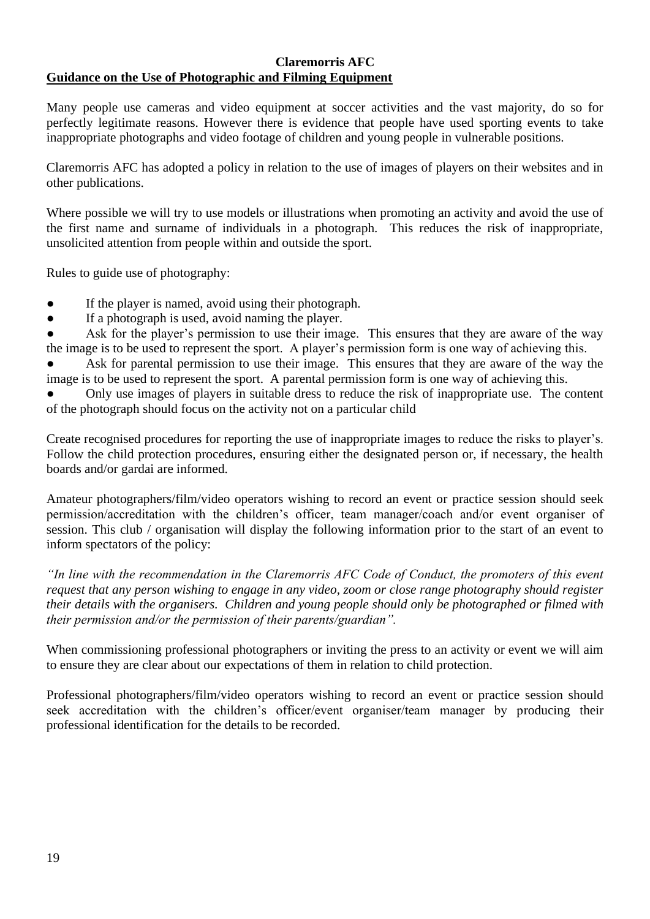**Claremorris AFC**

## Guidance on the Use of Photographic and Filming Equipment

Many people use cameras and video equipment at soccer activities and the vast majority, do so for perfectly legitimate reasons. However there is evidence that people have used sporting events to take inappropriate photographs and video footage of children and young people in vulnerable positions.

Claremorris AFC has adopted a policy in relation to the use of images of players on their websites and in other publications.

Where possible we will try to use models or illustrations when promoting an activity and avoid the use of the first name and surname of individuals in a photograph. This reduces the risk of inappropriate, unsolicited attention from people within and outside the sport.

Rules to guide use of photography:

- If the player is named, avoid using their photograph.
- If a photograph is used, avoid naming the player.
- Ask for the player's permission to use their image. This ensures that they are aware of the way the image is to be used to represent the sport. A player's permission form is one way of achieving this.
- Ask for parental permission to use their image. This ensures that they are aware of the way the image is to be used to represent the sport. A parental permission form is one way of achieving this.
- Only use images of players in suitable dress to reduce the risk of inappropriate use. The content of the photograph should focus on the activity not on a particular child

Create recognised procedures for reporting the use of inappropriate images to reduce the risks to player's. Follow the child protection procedures, ensuring either the designated person or, if necessary, the health boards and/or gardai are informed.

Amateur photographers/film/video operators wishing to record an event or practice session should seek permission/accreditation with the children's officer, team manager/coach and/or event organiser of session. This club / organisation will display the following information prior to the start of an event to inform spectators of the policy:

*"In line with the recommendation in the Claremorris AFC Code of Conduct, the promoters of this event request that any person wishing to engage in any video, zoom or close range photography should register their details with the organisers. Children and young people should only be photographed or filmed with their permission and/or the permission of their parents/guardian".*

When commissioning professional photographers or inviting the press to an activity or event we will aim to ensure they are clear about our expectations of them in relation to child protection.

Professional photographers/film/video operators wishing to record an event or practice session should seek accreditation with the children's officer/event organiser/team manager by producing their professional identification for the details to be recorded.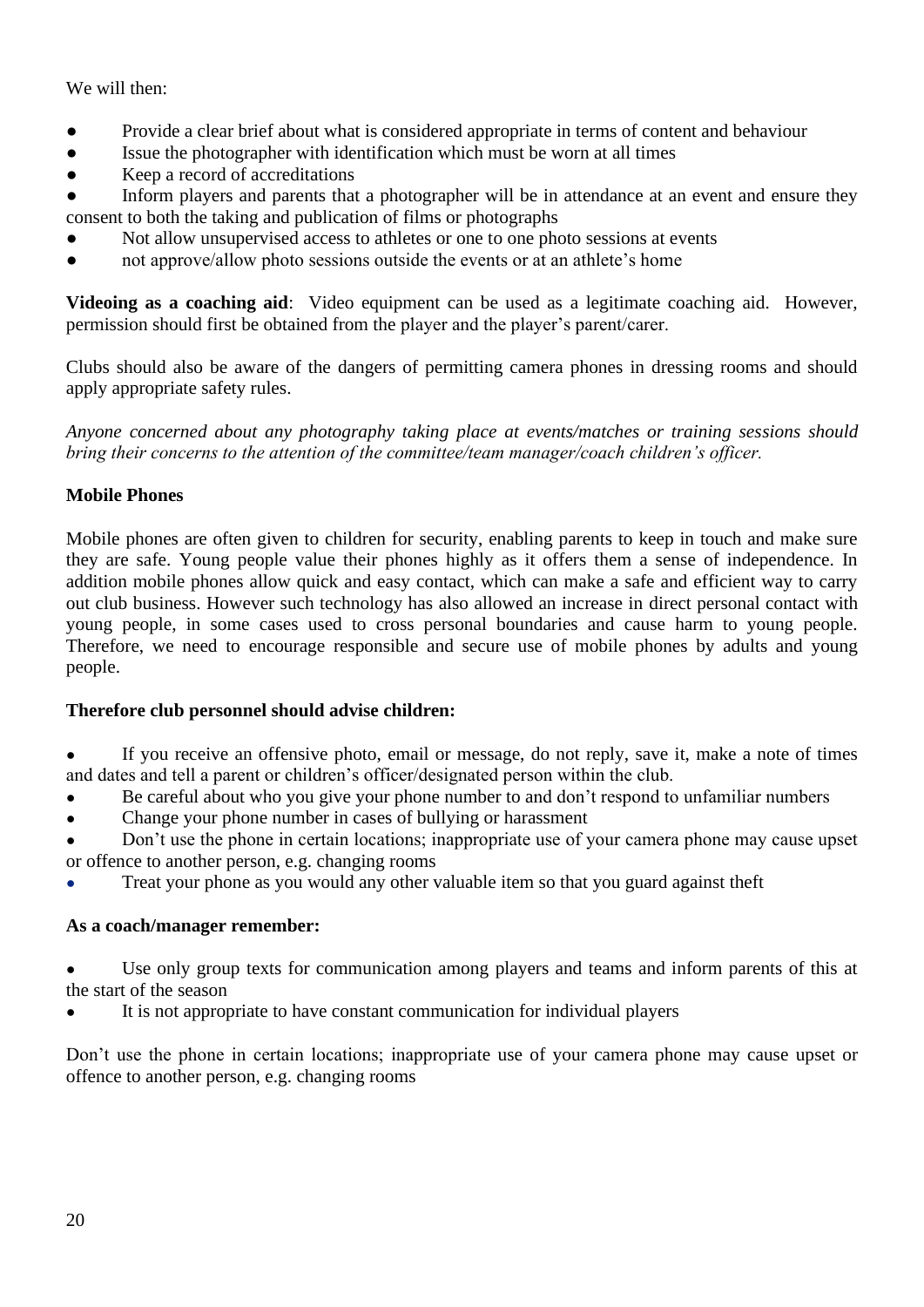We will then:

- Provide a clear brief about what is considered appropriate in terms of content and behaviour
- Issue the photographer with identification which must be worn at all times
- Keep a record of accreditations
- Inform players and parents that a photographer will be in attendance at an event and ensure they consent to both the taking and publication of films or photographs
- Not allow unsupervised access to athletes or one to one photo sessions at events
- not approve/allow photo sessions outside the events or at an athlete's home

**Videoing as a coaching aid**: Video equipment can be used as a legitimate coaching aid. However, permission should first be obtained from the player and the player's parent/carer.

Clubs should also be aware of the dangers of permitting camera phones in dressing rooms and should apply appropriate safety rules.

*Anyone concerned about any photography taking place at events/matches or training sessions should bring their concerns to the attention of the committee/team manager/coach children's officer.*

**Mobile Phones**

Mobile phones are often given to children for security, enabling parents to keep in touch and make sure they are safe. Young people value their phones highly as it offers them a sense of independence. In addition mobile phones allow quick and easy contact, which can make a safe and efficient way to carry out club business. However such technology has also allowed an increase in direct personal contact with young people, in some cases used to cross personal boundaries and cause harm to young people. Therefore, we need to encourage responsible and secure use of mobile phones by adults and young people.

**Therefore club personnel should advise children:**

- If you receive an offensive photo, email or message, do not reply, save it, make a note of times and dates and tell a parent or children's officer/designated person within the club.
- Be careful about who you give your phone number to and don't respond to unfamiliar numbers
- Change your phone number in cases of bullying or harassment
- Don't use the phone in certain locations; inappropriate use of your camera phone may cause upset or offence to another person, e.g. changing rooms
- Treat your phone as you would any other valuable item so that you guard against theft

**As a coach/manager remember:**

- Use only group texts for communication among players and teams and inform parents of this at the start of the season
- It is not appropriate to have constant communication for individual players

Don't use the phone in certain locations; inappropriate use of your camera phone may cause upset or offence to another person, e.g. changing rooms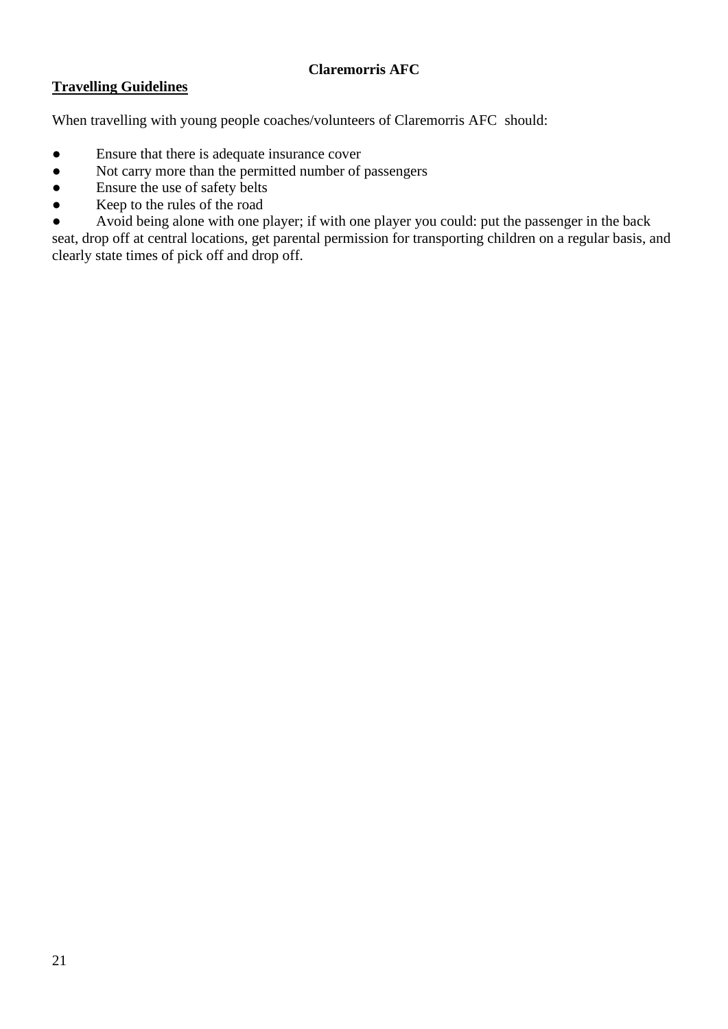**Claremorris AFC**

**Travelling Guidelines**

When travelling with young people coaches/volunteers of Claremorris AFC should:

- Ensure that there is adequate insurance cover
- Not carry more than the permitted number of passengers
- Ensure the use of safety belts
- Keep to the rules of the road
- Avoid being alone with one player; if with one player you could: put the passenger in the back seat, drop off at central locations, get parental permission for transporting children on a regular basis, and clearly state times of pick off and drop off.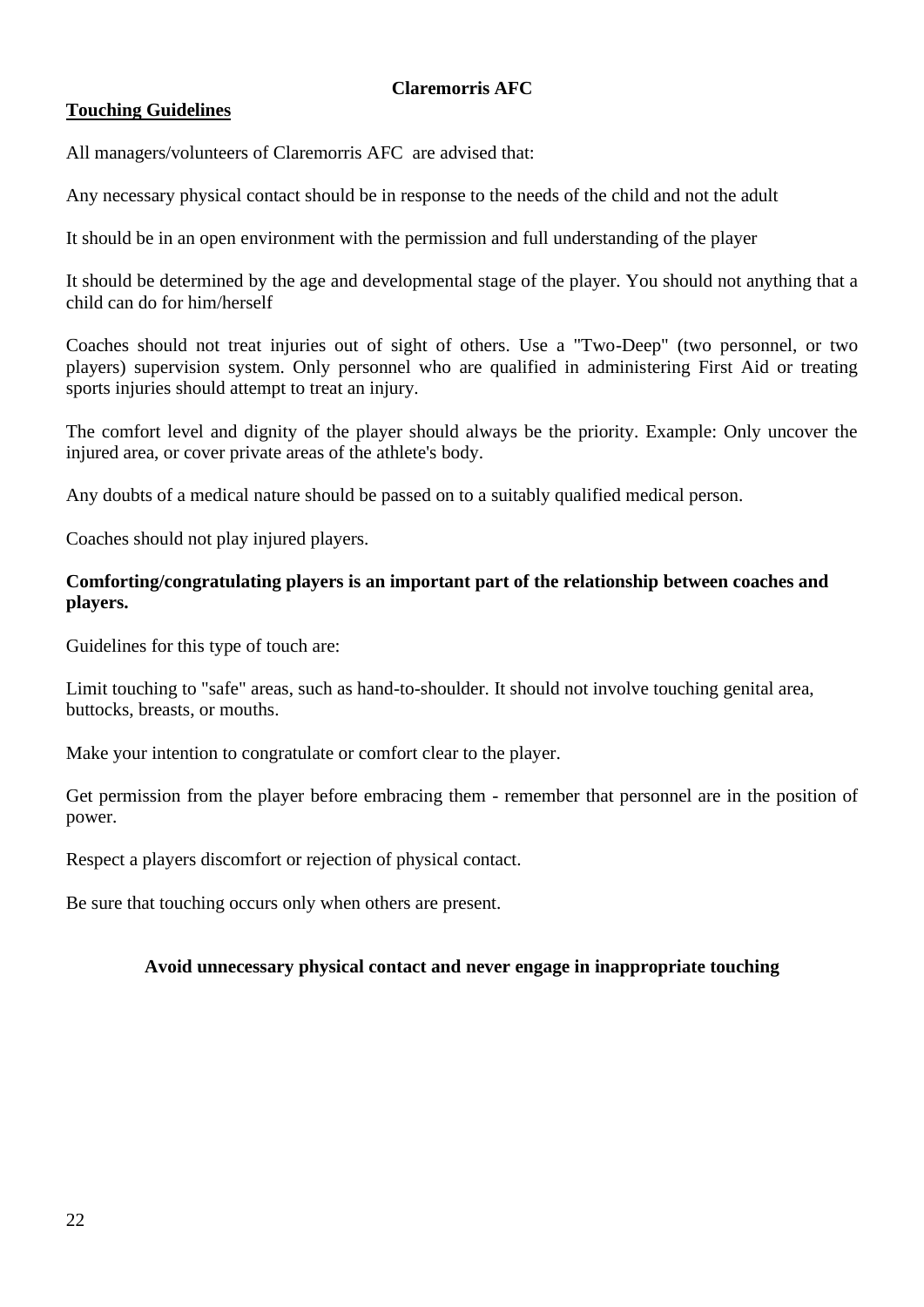**Claremorris AFC**

## Touching Guidelines

All managers/volunteers of Claremorris AFC are advised that:

Any necessary physical contact should be in response to the needs of the child and not the adult

It should be in an open environment with the permission and full understanding of the player

It should be determined by the age and developmental stage of the player. You should not anything that a child can do for him/herself

Coaches should not treat injuries out of sight of others. Use a "Two-Deep" (two personnel, or two players) supervision system. Only personnel who are qualified in administering First Aid or treating sports injuries should attempt to treat an injury.

The comfort level and dignity of the player should always be the priority. Example: Only uncover the injured area, or cover private areas of the athlete's body.

Any doubts of a medical nature should be passed on to a suitably qualified medical person.

Coaches should not play injured players.

**Comforting/congratulating players is an important part of the relationship between coaches and players.**

Guidelines for this type of touch are:

Limit touching to "safe" areas, such as hand-to-shoulder. It should not involve touching genital area, buttocks, breasts, or mouths.

Make your intention to congratulate or comfort clear to the player.

Get permission from the player before embracing them - remember that personnel are in the position of power.

Respect a players discomfort or rejection of physical contact.

Be sure that touching occurs only when others are present.

**Avoid unnecessary physical contact and never engage in inappropriate touching**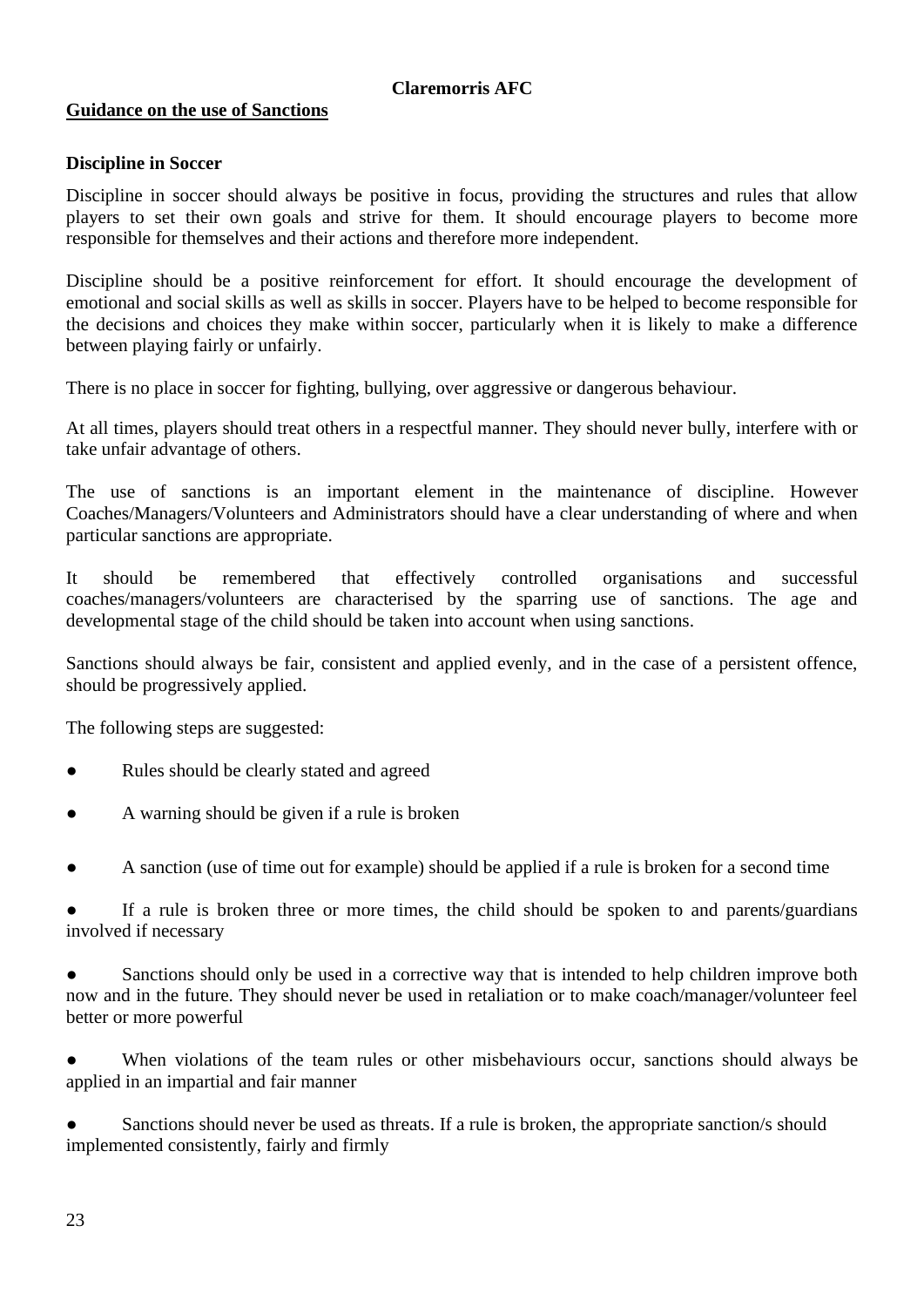**Claremorris AFC**

## Guidance on the use of Sanctions

### Discipline in Soccer

Discipline in soccer should always be positive in focus, providing the structures and rules that allow players to set their own goals and strive for them. It should encourage players to become more responsible for themselves and their actions and therefore more independent.

Discipline should be a positive reinforcement for effort. It should encourage the development of emotional and social skills as well as skills in soccer. Players have to be helped to become responsible for the decisions and choices they make within soccer, particularly when it is likely to make a difference between playing fairly or unfairly.

There is no place in soccer for fighting, bullying, over aggressive or dangerous behaviour.

At all times, players should treat others in a respectful manner. They should never bully, interfere with or take unfair advantage of others.

The use of sanctions is an important element in the maintenance of discipline. However Coaches/Managers/Volunteers and Administrators should have a clear understanding of where and when particular sanctions are appropriate.

It should be remembered that effectively controlled organisations and successful coaches/managers/volunteers are characterised by the sparring use of sanctions. The age and developmental stage of the child should be taken into account when using sanctions.

Sanctions should always be fair, consistent and applied evenly, and in the case of a persistent offence, should be progressively applied.

The following steps are suggested:

- Rules should be clearly stated and agreed
- A warning should be given if a rule is broken
- A sanction (use of time out for example) should be applied if a rule is broken for a second time
- If a rule is broken three or more times, the child should be spoken to and parents/guardians involved if necessary
- Sanctions should only be used in a corrective way that is intended to help children improve both now and in the future. They should never be used in retaliation or to make coach/manager/volunteer feel better or more powerful
- When violations of the team rules or other misbehaviours occur, sanctions should always be applied in an impartial and fair manner
- Sanctions should never be used as threats. If a rule is broken, the appropriate sanction/s should implemented consistently, fairly and firmly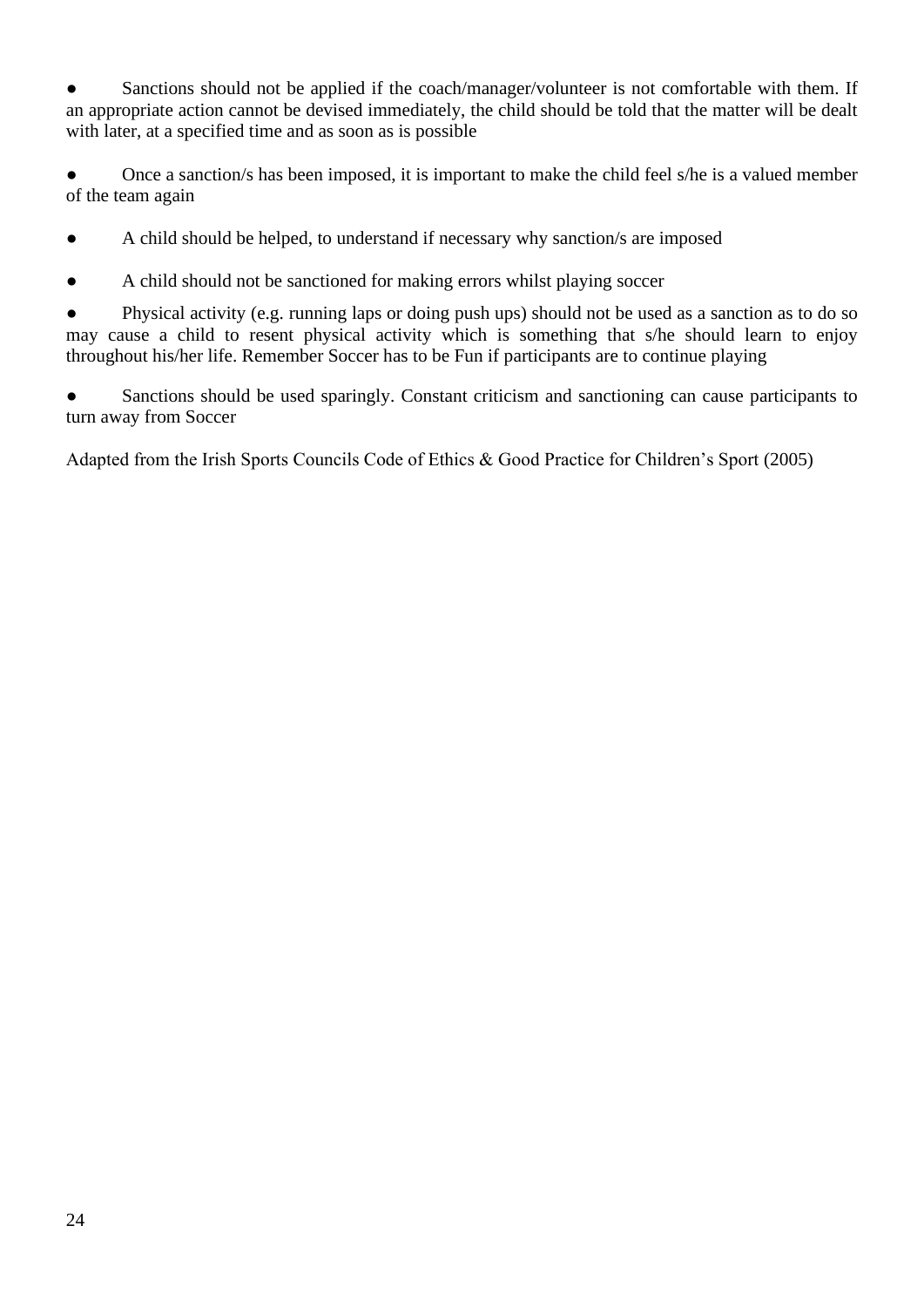- Sanctions should not be applied if the coach/manager/volunteer is not comfortable with them. If an appropriate action cannot be devised immediately, the child should be told that the matter will be dealt with later, at a specified time and as soon as is possible

- Once a sanction/s has been imposed, it is important to make the child feel s/he is a valued member of the team again

- A child should be helped, to understand if necessary why sanction/s are imposed

- A child should not be sanctioned for making errors whilst playing soccer

- Physical activity (e.g. running laps or doing push ups) should not be used as a sanction as to do so may cause a child to resent physical activity which is something that s/he should learn to enjoy throughout his/her life. Remember Soccer has to be Fun if participants are to continue playing

- Sanctions should be used sparingly. Constant criticism and sanctioning can cause participants to turn away from Soccer

Adapted from the Irish Sports Councils Code of Ethics & Good Practice for Children's Sport (2005)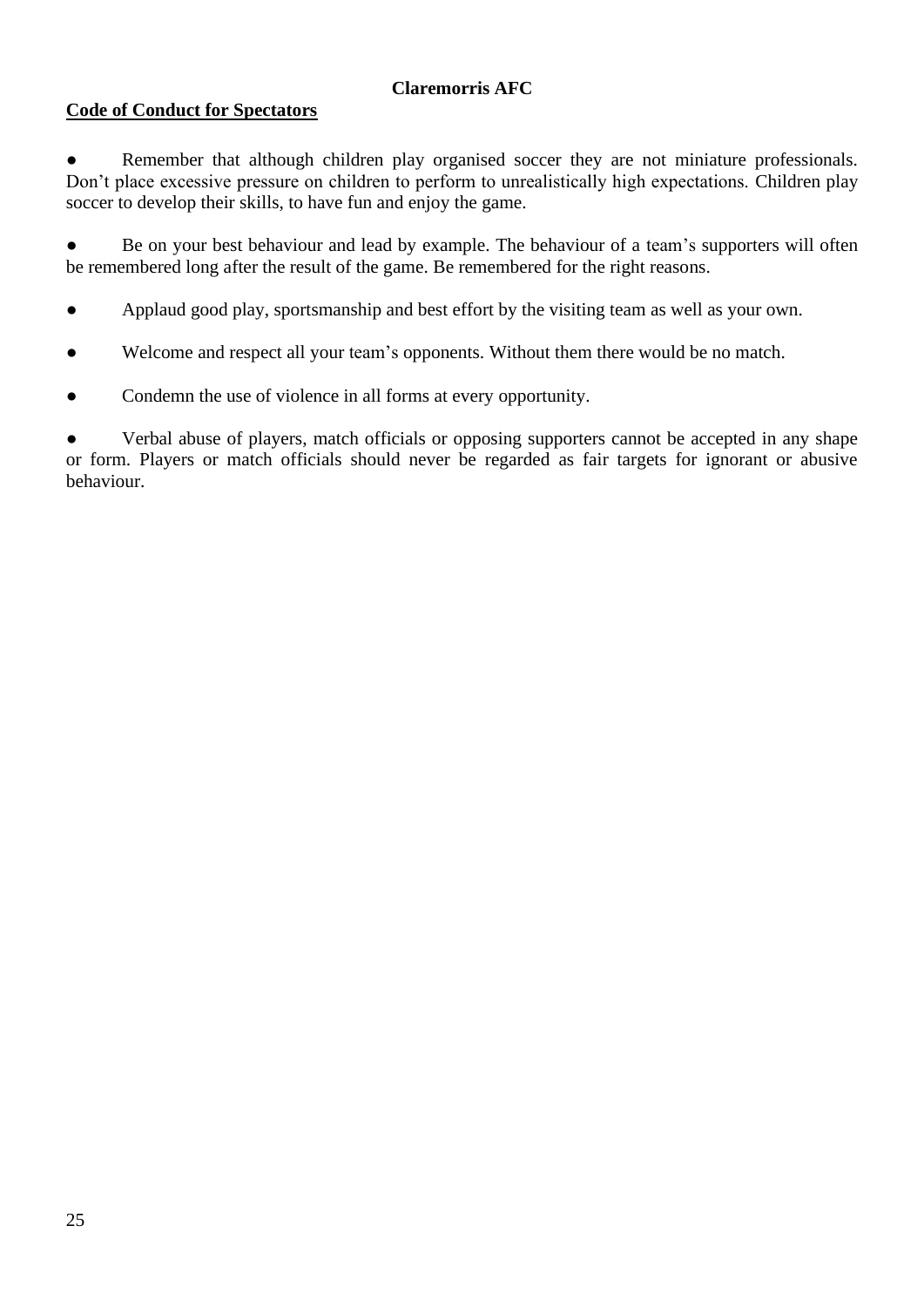**Claremorris AFC**

**Code of Conduct for Spectators**

- Remember that although children play organised soccer they are not miniature professionals. Don't place excessive pressure on children to perform to unrealistically high expectations. Children play soccer to develop their skills, to have fun and enjoy the game.

- Be on your best behaviour and lead by example. The behaviour of a team's supporters will often be remembered long after the result of the game. Be remembered for the right reasons.

- Applaud good play, sportsmanship and best effort by the visiting team as well as your own.

- Welcome and respect all your team's opponents. Without them there would be no match.

- Condemn the use of violence in all forms at every opportunity.

- Verbal abuse of players, match officials or opposing supporters cannot be accepted in any shape or form. Players or match officials should never be regarded as fair targets for ignorant or abusive behaviour.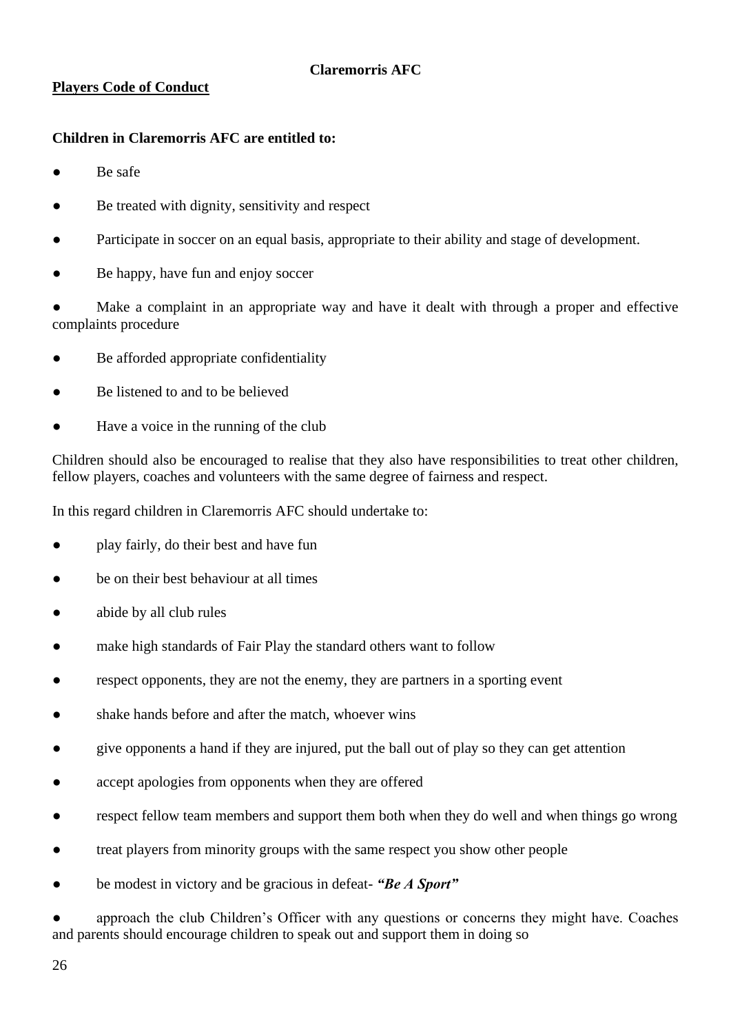**Claremorris AFC**

## Players Code of Conduct

**Children in Claremorris AFC are entitled to:**

- Be safe
- Be treated with dignity, sensitivity and respect
- Participate in soccer on an equal basis, appropriate to their ability and stage of development.
- Be happy, have fun and enjoy soccer
- Make a complaint in an appropriate way and have it dealt with through a proper and effective complaints procedure
- Be afforded appropriate confidentiality
- Be listened to and to be believed
- Have a voice in the running of the club

Children should also be encouraged to realise that they also have responsibilities to treat other children, fellow players, coaches and volunteers with the same degree of fairness and respect.

In this regard children in Claremorris AFC should undertake to:

- play fairly, do their best and have fun
- be on their best behaviour at all times
- abide by all club rules
- make high standards of Fair Play the standard others want to follow
- respect opponents, they are not the enemy, they are partners in a sporting event
- shake hands before and after the match, whoever wins
- give opponents a hand if they are injured, put the ball out of play so they can get attention
- accept apologies from opponents when they are offered
- respect fellow team members and support them both when they do well and when things go wrong
- treat players from minority groups with the same respect you show other people
- be modest in victory and be gracious in defeat- ***"Be A Sport"***
- approach the club Children's Officer with any questions or concerns they might have. Coaches and parents should encourage children to speak out and support them in doing so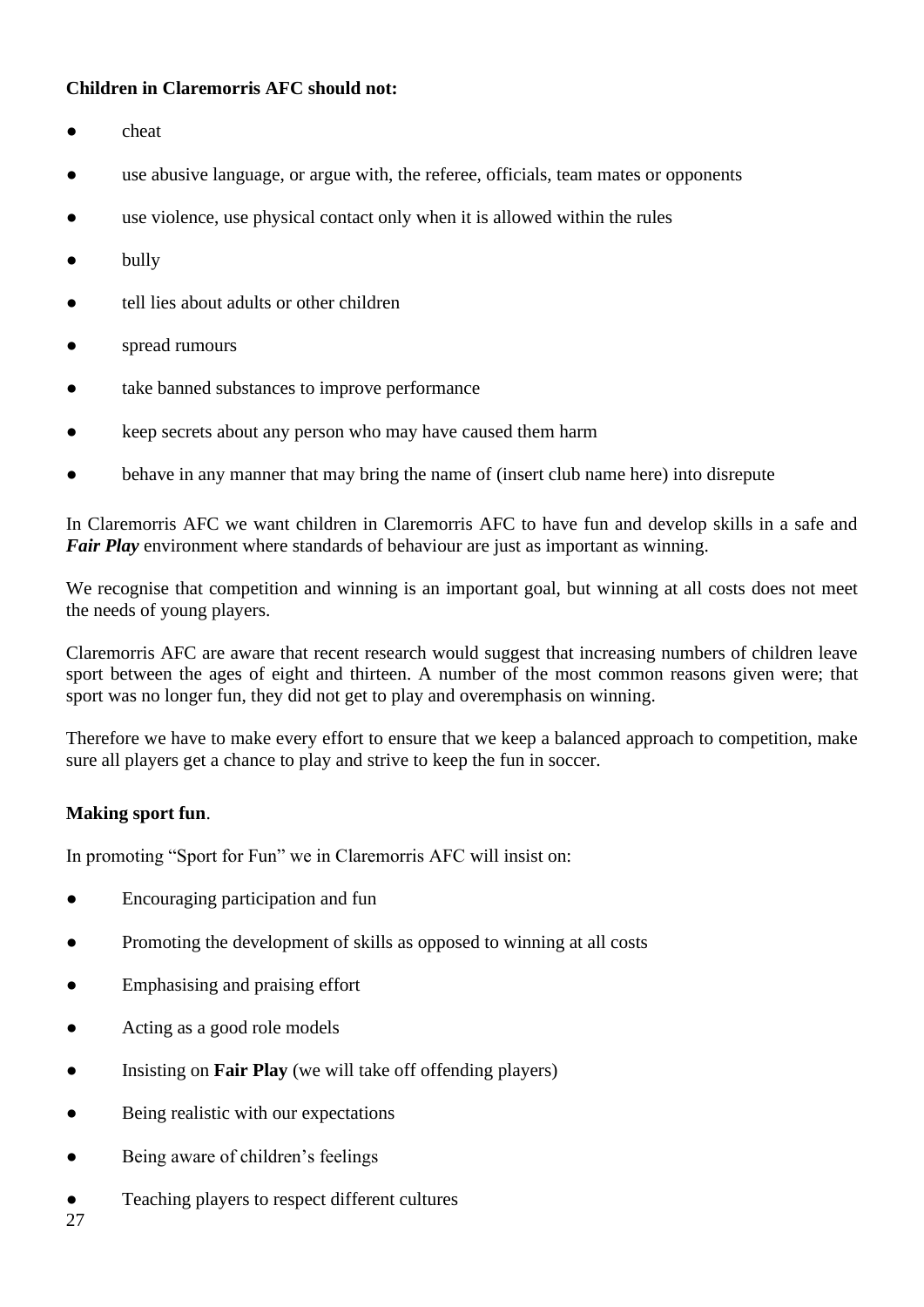**Children in Claremorris AFC should not:**

- cheat
- use abusive language, or argue with, the referee, officials, team mates or opponents
- use violence, use physical contact only when it is allowed within the rules
- bully
- tell lies about adults or other children
- spread rumours
- take banned substances to improve performance
- keep secrets about any person who may have caused them harm
- behave in any manner that may bring the name of (insert club name here) into disrepute

In Claremorris AFC we want children in Claremorris AFC to have fun and develop skills in a safe and ***Fair Play*** environment where standards of behaviour are just as important as winning.

We recognise that competition and winning is an important goal, but winning at all costs does not meet the needs of young players.

Claremorris AFC are aware that recent research would suggest that increasing numbers of children leave sport between the ages of eight and thirteen. A number of the most common reasons given were; that sport was no longer fun, they did not get to play and overemphasis on winning.

Therefore we have to make every effort to ensure that we keep a balanced approach to competition, make sure all players get a chance to play and strive to keep the fun in soccer.

**Making sport fun**.

In promoting "Sport for Fun" we in Claremorris AFC will insist on:

- Encouraging participation and fun
- Promoting the development of skills as opposed to winning at all costs
- Emphasising and praising effort
- Acting as a good role models
- Insisting on **Fair Play** (we will take off offending players)
- Being realistic with our expectations
- Being aware of children's feelings
- Teaching players to respect different cultures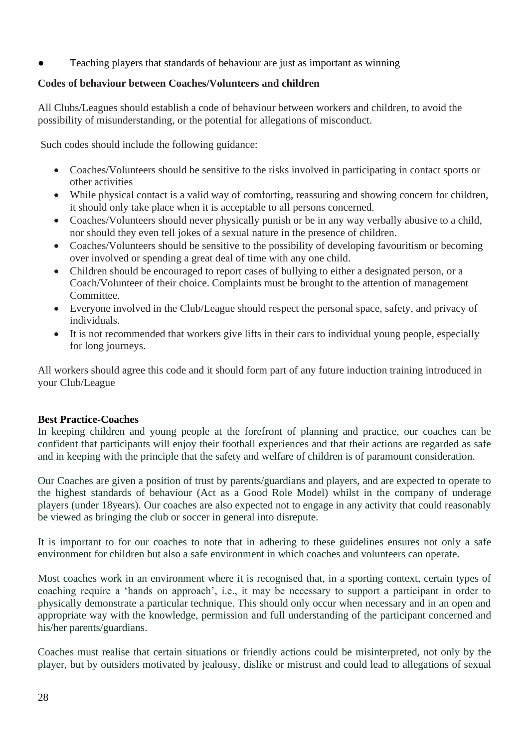- Teaching players that standards of behaviour are just as important as winning

**Codes of behaviour between Coaches/Volunteers and children**

All Clubs/Leagues should establish a code of behaviour between workers and children, to avoid the possibility of misunderstanding, or the potential for allegations of misconduct.

Such codes should include the following guidance:

- Coaches/Volunteers should be sensitive to the risks involved in participating in contact sports or other activities
- While physical contact is a valid way of comforting, reassuring and showing concern for children, it should only take place when it is acceptable to all persons concerned.
- Coaches/Volunteers should never physically punish or be in any way verbally abusive to a child, nor should they even tell jokes of a sexual nature in the presence of children.
- Coaches/Volunteers should be sensitive to the possibility of developing favouritism or becoming over involved or spending a great deal of time with any one child.
- Children should be encouraged to report cases of bullying to either a designated person, or a Coach/Volunteer of their choice. Complaints must be brought to the attention of management Committee.
- Everyone involved in the Club/League should respect the personal space, safety, and privacy of individuals.
- It is not recommended that workers give lifts in their cars to individual young people, especially for long journeys.

All workers should agree this code and it should form part of any future induction training introduced in your Club/League

**Best Practice-Coaches**

In keeping children and young people at the forefront of planning and practice, our coaches can be confident that participants will enjoy their football experiences and that their actions are regarded as safe and in keeping with the principle that the safety and welfare of children is of paramount consideration.

Our Coaches are given a position of trust by parents/guardians and players, and are expected to operate to the highest standards of behaviour (Act as a Good Role Model) whilst in the company of underage players (under 18years). Our coaches are also expected not to engage in any activity that could reasonably be viewed as bringing the club or soccer in general into disrepute.

It is important to for our coaches to note that in adhering to these guidelines ensures not only a safe environment for children but also a safe environment in which coaches and volunteers can operate.

Most coaches work in an environment where it is recognised that, in a sporting context, certain types of coaching require a 'hands on approach', i.e., it may be necessary to support a participant in order to physically demonstrate a particular technique. This should only occur when necessary and in an open and appropriate way with the knowledge, permission and full understanding of the participant concerned and his/her parents/guardians.

Coaches must realise that certain situations or friendly actions could be misinterpreted, not only by the player, but by outsiders motivated by jealousy, dislike or mistrust and could lead to allegations of sexual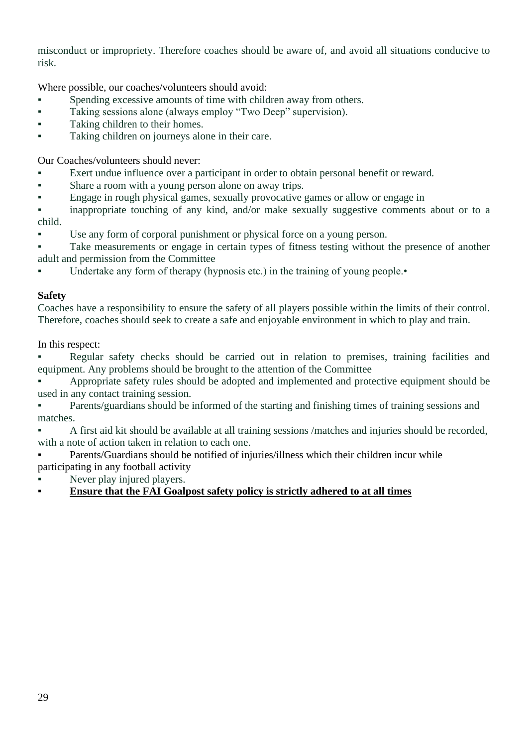misconduct or impropriety. Therefore coaches should be aware of, and avoid all situations conducive to risk.

Where possible, our coaches/volunteers should avoid:

- Spending excessive amounts of time with children away from others.
- Taking sessions alone (always employ "Two Deep" supervision).
- Taking children to their homes.
- Taking children on journeys alone in their care.

Our Coaches/volunteers should never:

- Exert undue influence over a participant in order to obtain personal benefit or reward.
- Share a room with a young person alone on away trips.
- Engage in rough physical games, sexually provocative games or allow or engage in
- inappropriate touching of any kind, and/or make sexually suggestive comments about or to a child.
- Use any form of corporal punishment or physical force on a young person.
- Take measurements or engage in certain types of fitness testing without the presence of another adult and permission from the Committee
- Undertake any form of therapy (hypnosis etc.) in the training of young people.•

**Safety**

Coaches have a responsibility to ensure the safety of all players possible within the limits of their control. Therefore, coaches should seek to create a safe and enjoyable environment in which to play and train.

In this respect:

- Regular safety checks should be carried out in relation to premises, training facilities and equipment. Any problems should be brought to the attention of the Committee
- Appropriate safety rules should be adopted and implemented and protective equipment should be used in any contact training session.
- Parents/guardians should be informed of the starting and finishing times of training sessions and matches.
- A first aid kit should be available at all training sessions /matches and injuries should be recorded, with a note of action taken in relation to each one.
- Parents/Guardians should be notified of injuries/illness which their children incur while participating in any football activity
- Never play injured players.
- <u>**Ensure that the FAI Goalpost safety policy is strictly adhered to at all times**</u>